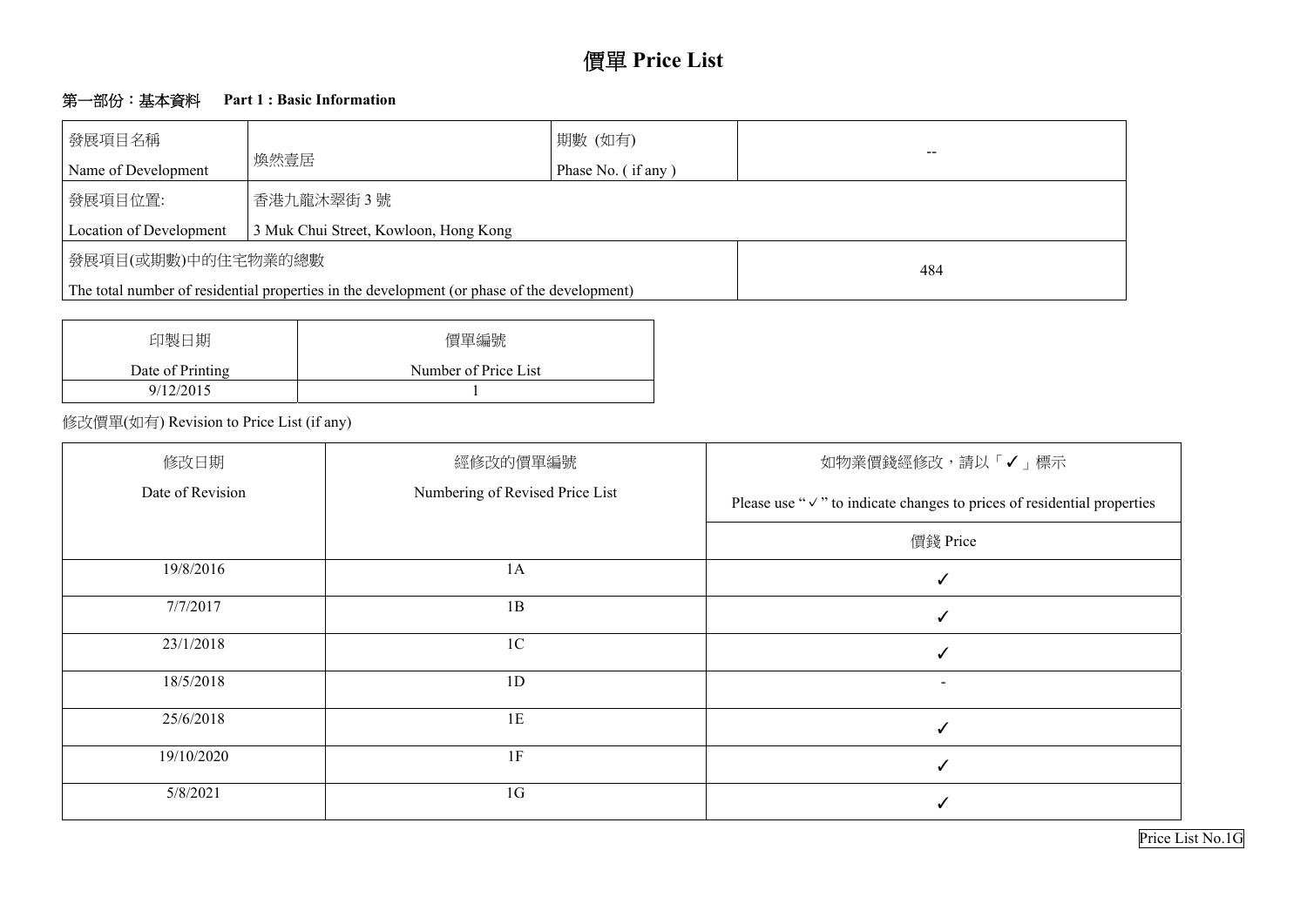# 價單 Price List

## 第一部份：基本資料 Part 1 : Basic Information

| 發展項目名稱 Name of Development | 煥然壹居 | 期數 (如有) Phase No. ( if any ) | -- |
|---|---|---|---|
| 發展項目位置: Location of Development | 香港九龍沐翠街 3 號 3 Muk Chui Street, Kowloon, Hong Kong | | |
| 發展項目(或期數)中的住宅物業的總數 The total number of residential properties in the development (or phase of the development) | | | 484 |

| 印製日期 Date of Printing | 價單編號 Number of Price List |
|---|---|
| 9/12/2015 | 1 |

修改價單(如有) Revision to Price List (if any)

| 修改日期 Date of Revision | 經修改的價單編號 Numbering of Revised Price List | 如物業價錢經修改，請以「✓」標示 Please use "✓" to indicate changes to prices of residential properties |
|---|---|---|
| | | 價錢 Price |
| 19/8/2016 | 1A | ✓ |
| 7/7/2017 | 1B | ✓ |
| 23/1/2018 | 1C | ✓ |
| 18/5/2018 | 1D | - |
| 25/6/2018 | 1E | ✓ |
| 19/10/2020 | 1F | ✓ |
| 5/8/2021 | 1G | ✓ |

Price List No.1G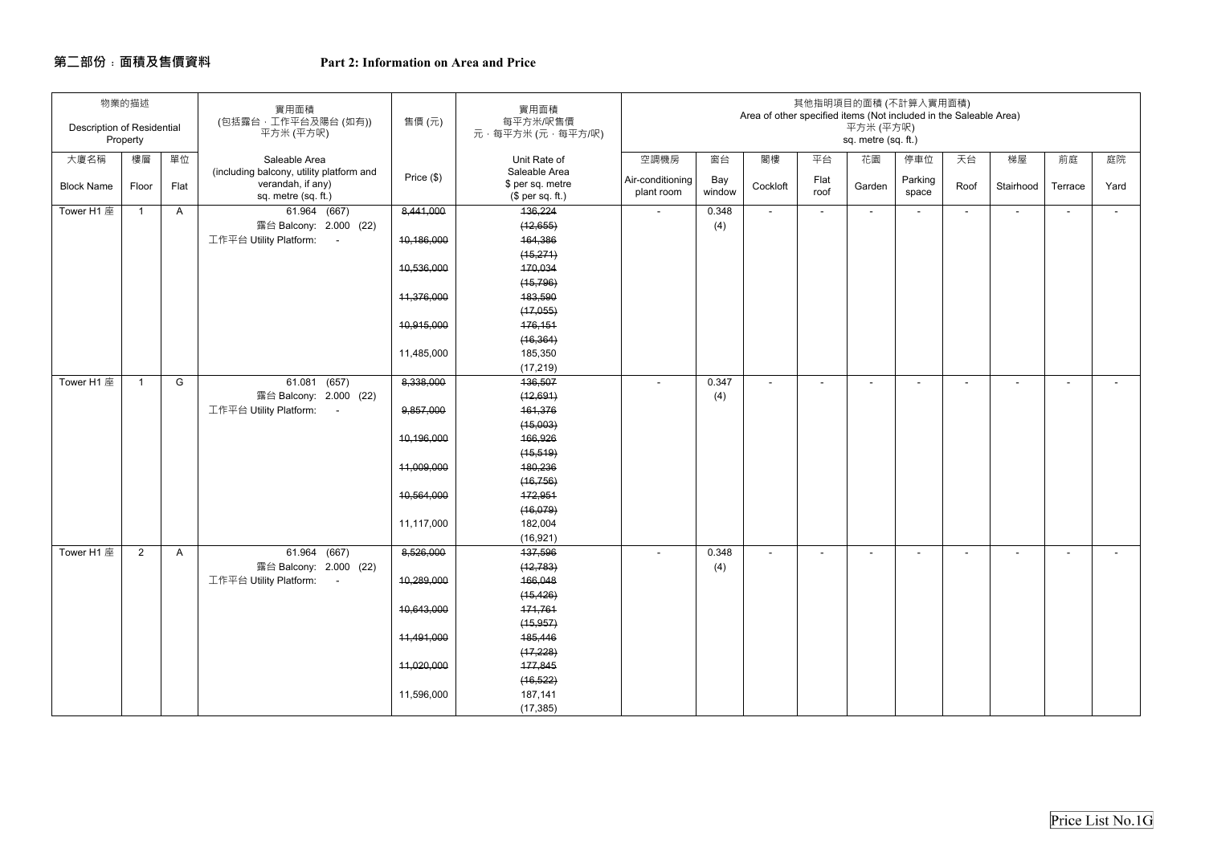## 第二部份：面積及售價資料 Part 2: Information on Area and Price

| 物業的描述 Description of Residential Property | | | 實用面積 (包括露台，工作平台及陽台 (如有)) 平方米 (平方呎) | 售價 (元) | 實用面積 每平方米/呎售價 元，每平方米 (元，每平方呎) | 其他指明項目的面積 (不計算入實用面積) Area of other specified items (Not included in the Saleable Area) 平方米 (平方呎) sq. metre (sq. ft.) | | | | | | | | | |
|---|---|---|---|---|---|---|---|---|---|---|---|---|---|---|---|
| 大廈名稱 Block Name | 樓層 Floor | 單位 Flat | Saleable Area (including balcony, utility platform and verandah, if any) sq. metre (sq. ft.) | Price ($) | Unit Rate of Saleable Area $ per sq. metre ($ per sq. ft.) | 空調機房 Air-conditioning plant room | 窗台 Bay window | 閣樓 Cockloft | 平台 Flat roof | 花園 Garden | 停車位 Parking space | 天台 Roof | 梯屋 Stairhood | 前庭 Terrace | 庭院 Yard |
| Tower H1 座 | 1 | A | 61.964 (667) 露台 Balcony: 2.000 (22) 工作平台 Utility Platform: - | ~~8,441,000~~ ~~10,186,000~~ ~~10,536,000~~ ~~11,376,000~~ ~~10,915,000~~ 11,485,000 | ~~136,224 (12,655)~~ ~~164,386 (15,271)~~ ~~170,034 (15,796)~~ ~~183,590 (17,055)~~ ~~176,151 (16,364)~~ 185,350 (17,219) | - | 0.348 (4) | - | - | - | - | - | - | - | - |
| Tower H1 座 | 1 | G | 61.081 (657) 露台 Balcony: 2.000 (22) 工作平台 Utility Platform: - | ~~8,338,000~~ ~~9,857,000~~ ~~10,196,000~~ ~~11,009,000~~ ~~10,564,000~~ 11,117,000 | ~~136,507 (12,691)~~ ~~161,376 (15,003)~~ ~~166,926 (15,519)~~ ~~180,236 (16,756)~~ ~~172,951 (16,079)~~ 182,004 (16,921) | - | 0.347 (4) | - | - | - | - | - | - | - | - |
| Tower H1 座 | 2 | A | 61.964 (667) 露台 Balcony: 2.000 (22) 工作平台 Utility Platform: - | ~~8,526,000~~ ~~10,289,000~~ ~~10,643,000~~ ~~11,491,000~~ ~~11,020,000~~ 11,596,000 | ~~137,596 (12,783)~~ ~~166,048 (15,426)~~ ~~171,761 (15,957)~~ ~~185,446 (17,228)~~ ~~177,845 (16,522)~~ 187,141 (17,385) | - | 0.348 (4) | - | - | - | - | - | - | - | - |

Price List No.1G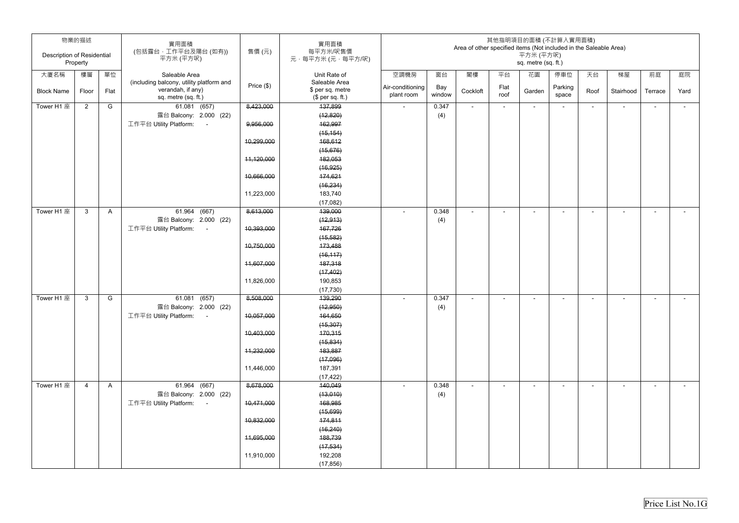| 物業的描述 Description of Residential Property | | | 實用面積 (包括露台，工作平台及陽台 (如有)) 平方米 (平方呎) | 售價 (元) | 實用面積 每平方米/呎售價 元，每平方米 (元，每平方/呎) | 其他指明項目的面積 (不計算入實用面積) Area of other specified items (Not included in the Saleable Area) 平方米 (平方呎) sq. metre (sq. ft.) | | | | | | | | | |
|---|---|---|---|---|---|---|---|---|---|---|---|---|---|---|---|
| 大廈名稱 Block Name | 樓層 Floor | 單位 Flat | Saleable Area (including balcony, utility platform and verandah, if any) sq. metre (sq. ft.) | Price ($) | Unit Rate of Saleable Area $ per sq. metre ($ per sq. ft.) | 空調機房 Air-conditioning plant room | 窗台 Bay window | 閣樓 Cockloft | 平台 Flat roof | 花園 Garden | 停車位 Parking space | 天台 Roof | 梯屋 Stairhood | 前庭 Terrace | 庭院 Yard |
| Tower H1 座 | 2 | G | 61.081 (657)<br>露台 Balcony: 2.000 (22)<br>工作平台 Utility Platform: - | ~~8,423,000~~<br>~~9,956,000~~<br>~~10,299,000~~<br>~~11,120,000~~<br>~~10,666,000~~<br>11,223,000 | ~~137,899 (12,820)~~<br>~~162,997 (15,154)~~<br>~~168,612 (15,676)~~<br>~~182,053 (16,925)~~<br>~~174,621 (16,234)~~<br>183,740 (17,082) | - | 0.347 (4) | - | - | - | - | - | - | - | - |
| Tower H1 座 | 3 | A | 61.964 (667)<br>露台 Balcony: 2.000 (22)<br>工作平台 Utility Platform: - | ~~8,613,000~~<br>~~10,393,000~~<br>~~10,750,000~~<br>~~11,607,000~~<br>11,826,000 | ~~139,000 (12,913)~~<br>~~167,726 (15,582)~~<br>~~173,488 (16,117)~~<br>~~187,318 (17,402)~~<br>190,853 (17,730) | - | 0.348 (4) | - | - | - | - | - | - | - | - |
| Tower H1 座 | 3 | G | 61.081 (657)<br>露台 Balcony: 2.000 (22)<br>工作平台 Utility Platform: - | ~~8,508,000~~<br>~~10,057,000~~<br>~~10,403,000~~<br>~~11,232,000~~<br>11,446,000 | ~~139,290 (12,950)~~<br>~~164,650 (15,307)~~<br>~~170,315 (15,834)~~<br>~~183,887 (17,096)~~<br>187,391 (17,422) | - | 0.347 (4) | - | - | - | - | - | - | - | - |
| Tower H1 座 | 4 | A | 61.964 (667)<br>露台 Balcony: 2.000 (22)<br>工作平台 Utility Platform: - | ~~8,678,000~~<br>~~10,471,000~~<br>~~10,832,000~~<br>~~11,695,000~~<br>11,910,000 | ~~140,049 (13,010)~~<br>~~168,985 (15,699)~~<br>~~174,811 (16,240)~~<br>~~188,739 (17,534)~~<br>192,208 (17,856) | - | 0.348 (4) | - | - | - | - | - | - | - | - |

Price List No.1G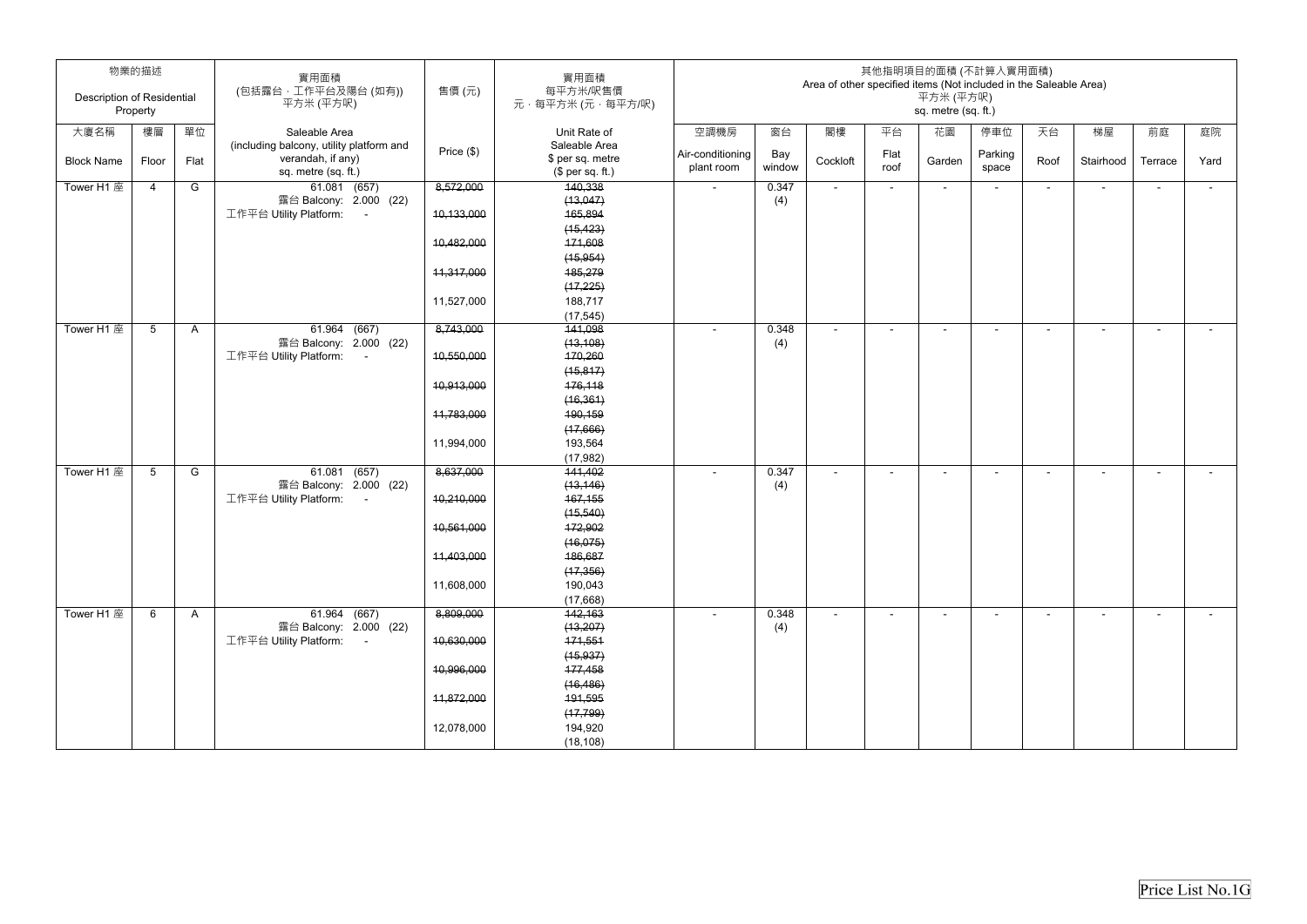| 物業的描述 Description of Residential Property | | | 實用面積 (包括露台，工作平台及陽台 (如有)) 平方米 (平方呎) | 售價 (元) | 實用面積 每平方米/呎售價 元，每平方米 (元，每平方呎) | 其他指明項目的面積 (不計算入實用面積) Area of other specified items (Not included in the Saleable Area) 平方米 (平方呎) sq. metre (sq. ft.) | | | | | | | | | |
|---|---|---|---|---|---|---|---|---|---|---|---|---|---|---|---|
| 大廈名稱 Block Name | 樓層 Floor | 單位 Flat | Saleable Area (including balcony, utility platform and verandah, if any) sq. metre (sq. ft.) | Price ($) | Unit Rate of Saleable Area $ per sq. metre ($ per sq. ft.) | 空調機房 Air-conditioning plant room | 窗台 Bay window | 閣樓 Cockloft | 平台 Flat roof | 花園 Garden | 停車位 Parking space | 天台 Roof | 梯屋 Stairhood | 前庭 Terrace | 庭院 Yard |
| Tower H1 座 | 4 | G | 61.081 (657) 露台 Balcony: 2.000 (22) 工作平台 Utility Platform: - | ~~8,572,000~~ ~~10,133,000~~ ~~10,482,000~~ ~~11,317,000~~ 11,527,000 | ~~140,338 (13,047)~~ ~~165,894 (15,423)~~ ~~171,608 (15,954)~~ ~~185,279 (17,225)~~ 188,717 (17,545) | - | 0.347 (4) | - | - | - | - | - | - | - | - |
| Tower H1 座 | 5 | A | 61.964 (667) 露台 Balcony: 2.000 (22) 工作平台 Utility Platform: - | ~~8,743,000~~ ~~10,550,000~~ ~~10,913,000~~ ~~11,783,000~~ 11,994,000 | ~~141,098 (13,108)~~ ~~170,260 (15,817)~~ ~~176,118 (16,361)~~ ~~190,159 (17,666)~~ 193,564 (17,982) | - | 0.348 (4) | - | - | - | - | - | - | - | - |
| Tower H1 座 | 5 | G | 61.081 (657) 露台 Balcony: 2.000 (22) 工作平台 Utility Platform: - | ~~8,637,000~~ ~~10,210,000~~ ~~10,561,000~~ ~~11,403,000~~ 11,608,000 | ~~141,402 (13,146)~~ ~~167,155 (15,540)~~ ~~172,902 (16,075)~~ ~~186,687 (17,356)~~ 190,043 (17,668) | - | 0.347 (4) | - | - | - | - | - | - | - | - |
| Tower H1 座 | 6 | A | 61.964 (667) 露台 Balcony: 2.000 (22) 工作平台 Utility Platform: - | ~~8,809,000~~ ~~10,630,000~~ ~~10,996,000~~ ~~11,872,000~~ 12,078,000 | ~~142,163 (13,207)~~ ~~171,551 (15,937)~~ ~~177,458 (16,486)~~ ~~191,595 (17,799)~~ 194,920 (18,108) | - | 0.348 (4) | - | - | - | - | - | - | - | - |

Price List No.1G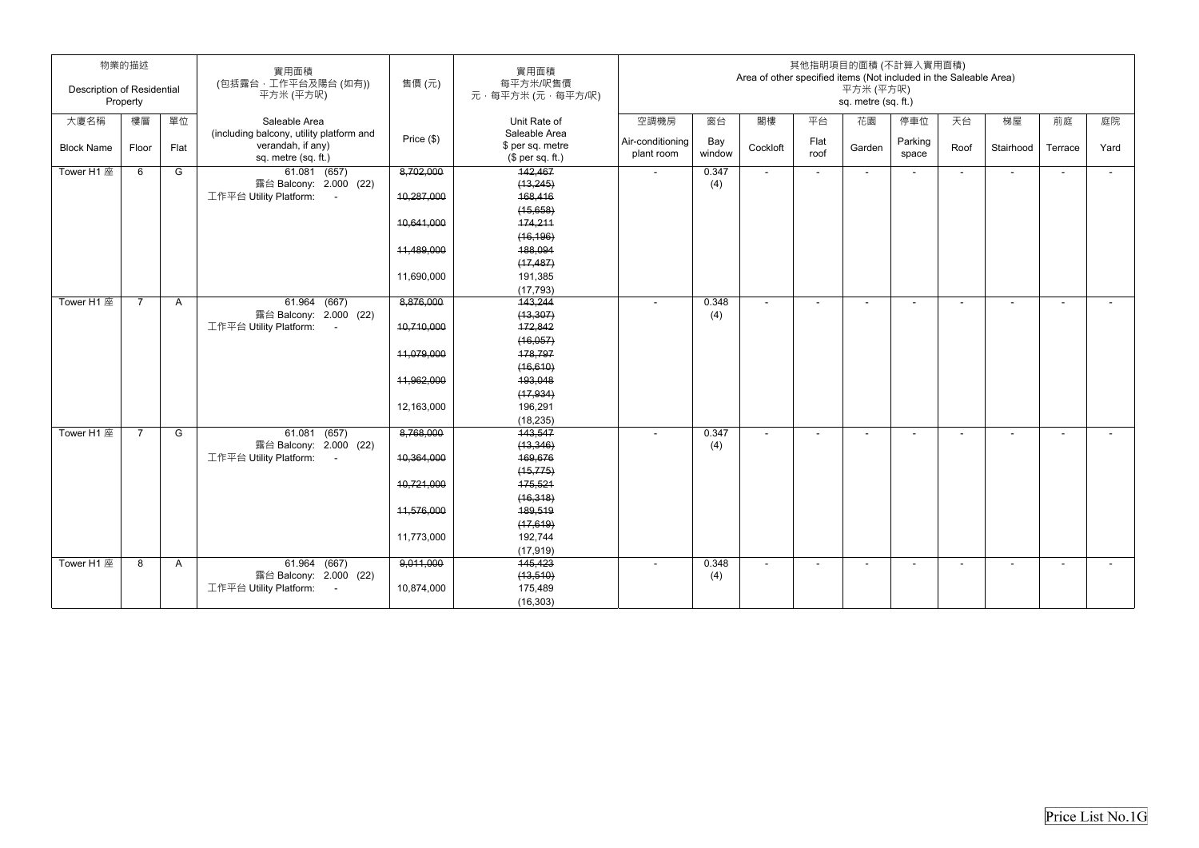| 物業的描述 Description of Residential Property | | | 實用面積 (包括露台，工作平台及陽台 (如有)) 平方米 (平方呎) | 售價 (元) | 實用面積 每平方米/呎售價 元，每平方米 (元，每平方/呎) | 其他指明項目的面積 (不計算入實用面積) Area of other specified items (Not included in the Saleable Area) 平方米 (平方呎) sq. metre (sq. ft.) | | | | | | | | | |
|---|---|---|---|---|---|---|---|---|---|---|---|---|---|---|---|
| 大廈名稱 Block Name | 樓層 Floor | 單位 Flat | Saleable Area (including balcony, utility platform and verandah, if any) sq. metre (sq. ft.) | Price ($) | Unit Rate of Saleable Area $ per sq. metre ($ per sq. ft.) | 空調機房 Air-conditioning plant room | 窗台 Bay window | 閣樓 Cockloft | 平台 Flat roof | 花園 Garden | 停車位 Parking space | 天台 Roof | 梯屋 Stairhood | 前庭 Terrace | 庭院 Yard |
| Tower H1 座 | 6 | G | 61.081 (657) 露台 Balcony: 2.000 (22) 工作平台 Utility Platform: - | ~~8,702,000~~ ~~10,287,000~~ ~~10,641,000~~ ~~11,489,000~~ 11,690,000 | ~~142,467 (13,245)~~ ~~168,416 (15,658)~~ ~~174,211 (16,196)~~ ~~188,094 (17,487)~~ 191,385 (17,793) | - | 0.347 (4) | - | - | - | - | - | - | - | - |
| Tower H1 座 | 7 | A | 61.964 (667) 露台 Balcony: 2.000 (22) 工作平台 Utility Platform: - | ~~8,876,000~~ ~~10,710,000~~ ~~11,079,000~~ ~~11,962,000~~ 12,163,000 | ~~143,244 (13,307)~~ ~~172,842 (16,057)~~ ~~178,797 (16,610)~~ ~~193,048 (17,934)~~ 196,291 (18,235) | - | 0.348 (4) | - | - | - | - | - | - | - | - |
| Tower H1 座 | 7 | G | 61.081 (657) 露台 Balcony: 2.000 (22) 工作平台 Utility Platform: - | ~~8,768,000~~ ~~10,364,000~~ ~~10,721,000~~ ~~11,576,000~~ 11,773,000 | ~~143,547 (13,346)~~ ~~169,676 (15,775)~~ ~~175,521 (16,318)~~ ~~189,519 (17,619)~~ 192,744 (17,919) | - | 0.347 (4) | - | - | - | - | - | - | - | - |
| Tower H1 座 | 8 | A | 61.964 (667) 露台 Balcony: 2.000 (22) 工作平台 Utility Platform: - | ~~9,011,000~~ 10,874,000 | ~~145,423 (13,510)~~ 175,489 (16,303) | - | 0.348 (4) | - | - | - | - | - | - | - | - |

Price List No.1G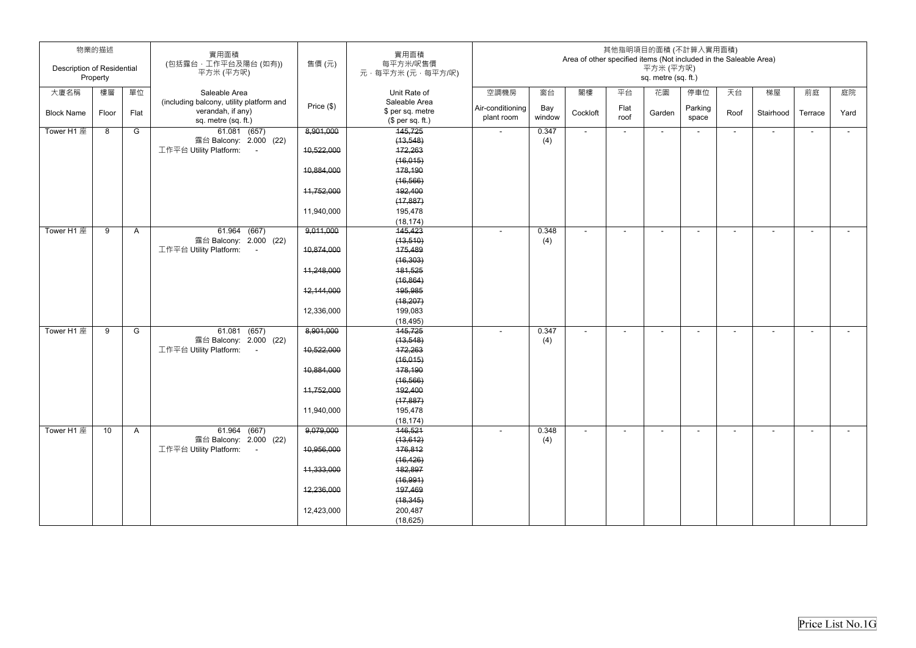| 物業的描述 Description of Residential Property | | | 實用面積 (包括露台，工作平台及陽台 (如有)) 平方米 (平方呎) | 售價 (元) | 實用面積 每平方米/呎售價 元，每平方米 (元，每平方/呎) | 其他指明項目的面積 (不計算入實用面積) Area of other specified items (Not included in the Saleable Area) 平方米 (平方呎) sq. metre (sq. ft.) | | | | | | | | | |
|---|---|---|---|---|---|---|---|---|---|---|---|---|---|---|---|
| 大廈名稱 Block Name | 樓層 Floor | 單位 Flat | Saleable Area (including balcony, utility platform and verandah, if any) sq. metre (sq. ft.) | Price ($) | Unit Rate of Saleable Area $ per sq. metre ($ per sq. ft.) | 空調機房 Air-conditioning plant room | 窗台 Bay window | 閣樓 Cockloft | 平台 Flat roof | 花園 Garden | 停車位 Parking space | 天台 Roof | 梯屋 Stairhood | 前庭 Terrace | 庭院 Yard |
| Tower H1 座 | 8 | G | 61.081 (657) 露台 Balcony: 2.000 (22) 工作平台 Utility Platform: - | ~~8,901,000~~ ~~10,522,000~~ ~~10,884,000~~ ~~11,752,000~~ 11,940,000 | ~~145,725 (13,548)~~ ~~172,263 (16,015)~~ ~~178,190 (16,566)~~ ~~192,400 (17,887)~~ 195,478 (18,174) | - | 0.347 (4) | - | - | - | - | - | - | - | - |
| Tower H1 座 | 9 | A | 61.964 (667) 露台 Balcony: 2.000 (22) 工作平台 Utility Platform: - | ~~9,011,000~~ ~~10,874,000~~ ~~11,248,000~~ ~~12,144,000~~ 12,336,000 | ~~145,423 (13,510)~~ ~~175,489 (16,303)~~ ~~181,525 (16,864)~~ ~~195,985 (18,207)~~ 199,083 (18,495) | - | 0.348 (4) | - | - | - | - | - | - | - | - |
| Tower H1 座 | 9 | G | 61.081 (657) 露台 Balcony: 2.000 (22) 工作平台 Utility Platform: - | ~~8,901,000~~ ~~10,522,000~~ ~~10,884,000~~ ~~11,752,000~~ 11,940,000 | ~~145,725 (13,548)~~ ~~172,263 (16,015)~~ ~~178,190 (16,566)~~ ~~192,400 (17,887)~~ 195,478 (18,174) | - | 0.347 (4) | - | - | - | - | - | - | - | - |
| Tower H1 座 | 10 | A | 61.964 (667) 露台 Balcony: 2.000 (22) 工作平台 Utility Platform: - | ~~9,079,000~~ ~~10,956,000~~ ~~11,333,000~~ ~~12,236,000~~ 12,423,000 | ~~146,521 (13,612)~~ ~~176,812 (16,426)~~ ~~182,897 (16,991)~~ ~~197,469 (18,345)~~ 200,487 (18,625) | - | 0.348 (4) | - | - | - | - | - | - | - | - |

Price List No.1G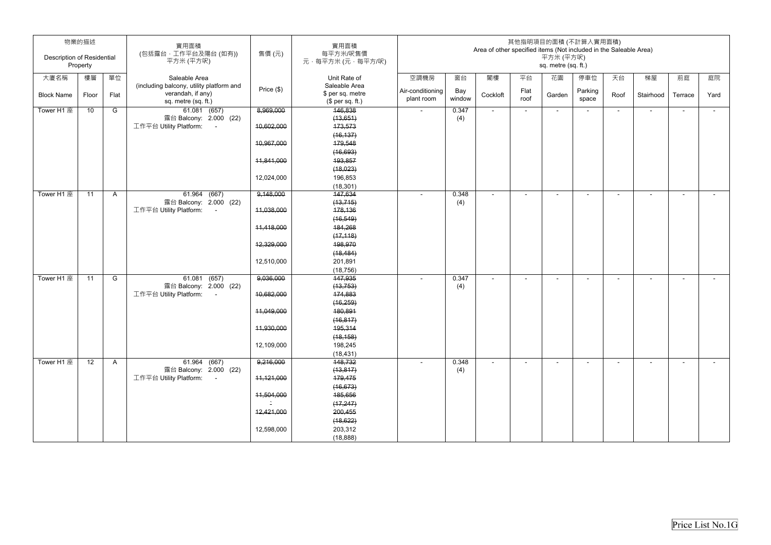| 物業的描述 Description of Residential Property | | | 實用面積 (包括露台，工作平台及陽台 (如有)) 平方米 (平方呎) | 售價 (元) | 實用面積 每平方米/呎售價 元，每平方米 (元，每平方呎) | 其他指明項目的面積 (不計算入實用面積) Area of other specified items (Not included in the Saleable Area) 平方米 (平方呎) sq. metre (sq. ft.) | | | | | | | | | |
|---|---|---|---|---|---|---|---|---|---|---|---|---|---|---|---|
| 大廈名稱 Block Name | 樓層 Floor | 單位 Flat | Saleable Area (including balcony, utility platform and verandah, if any) sq. metre (sq. ft.) | Price ($) | Unit Rate of Saleable Area $ per sq. metre ($ per sq. ft.) | 空調機房 Air-conditioning plant room | 窗台 Bay window | 閣樓 Cockloft | 平台 Flat roof | 花園 Garden | 停車位 Parking space | 天台 Roof | 梯屋 Stairhood | 前庭 Terrace | 庭院 Yard |
| Tower H1 座 | 10 | G | 61.081 (657) 露台 Balcony: 2.000 (22) 工作平台 Utility Platform: - | ~~8,969,000~~ ~~10,602,000~~ ~~10,967,000~~ ~~11,841,000~~ 12,024,000 | ~~146,838 (13,651)~~ ~~173,573 (16,137)~~ ~~179,548 (16,693)~~ ~~193,857 (18,023)~~ 196,853 (18,301) | - | 0.347 (4) | - | - | - | - | - | - | - | - |
| Tower H1 座 | 11 | A | 61.964 (667) 露台 Balcony: 2.000 (22) 工作平台 Utility Platform: - | ~~9,148,000~~ ~~11,038,000~~ ~~11,418,000~~ ~~12,329,000~~ 12,510,000 | ~~147,634 (13,715)~~ ~~178,136 (16,549)~~ ~~184,268 (17,118)~~ ~~198,970 (18,484)~~ 201,891 (18,756) | - | 0.348 (4) | - | - | - | - | - | - | - | - |
| Tower H1 座 | 11 | G | 61.081 (657) 露台 Balcony: 2.000 (22) 工作平台 Utility Platform: - | ~~9,036,000~~ ~~10,682,000~~ ~~11,049,000~~ ~~11,930,000~~ 12,109,000 | ~~147,935 (13,753)~~ ~~174,883 (16,259)~~ ~~180,891 (16,817)~~ ~~195,314 (18,158)~~ 198,245 (18,431) | - | 0.347 (4) | - | - | - | - | - | - | - | - |
| Tower H1 座 | 12 | A | 61.964 (667) 露台 Balcony: 2.000 (22) 工作平台 Utility Platform: - | ~~9,216,000~~ ~~11,121,000~~ ~~11,504,000~~ ~~12,421,000~~ 12,598,000 | ~~148,732 (13,817)~~ ~~179,475 (16,673)~~ ~~185,656 (17,247)~~ ~~200,455 (18,622)~~ 203,312 (18,888) | - | 0.348 (4) | - | - | - | - | - | - | - | - |

Price List No.1G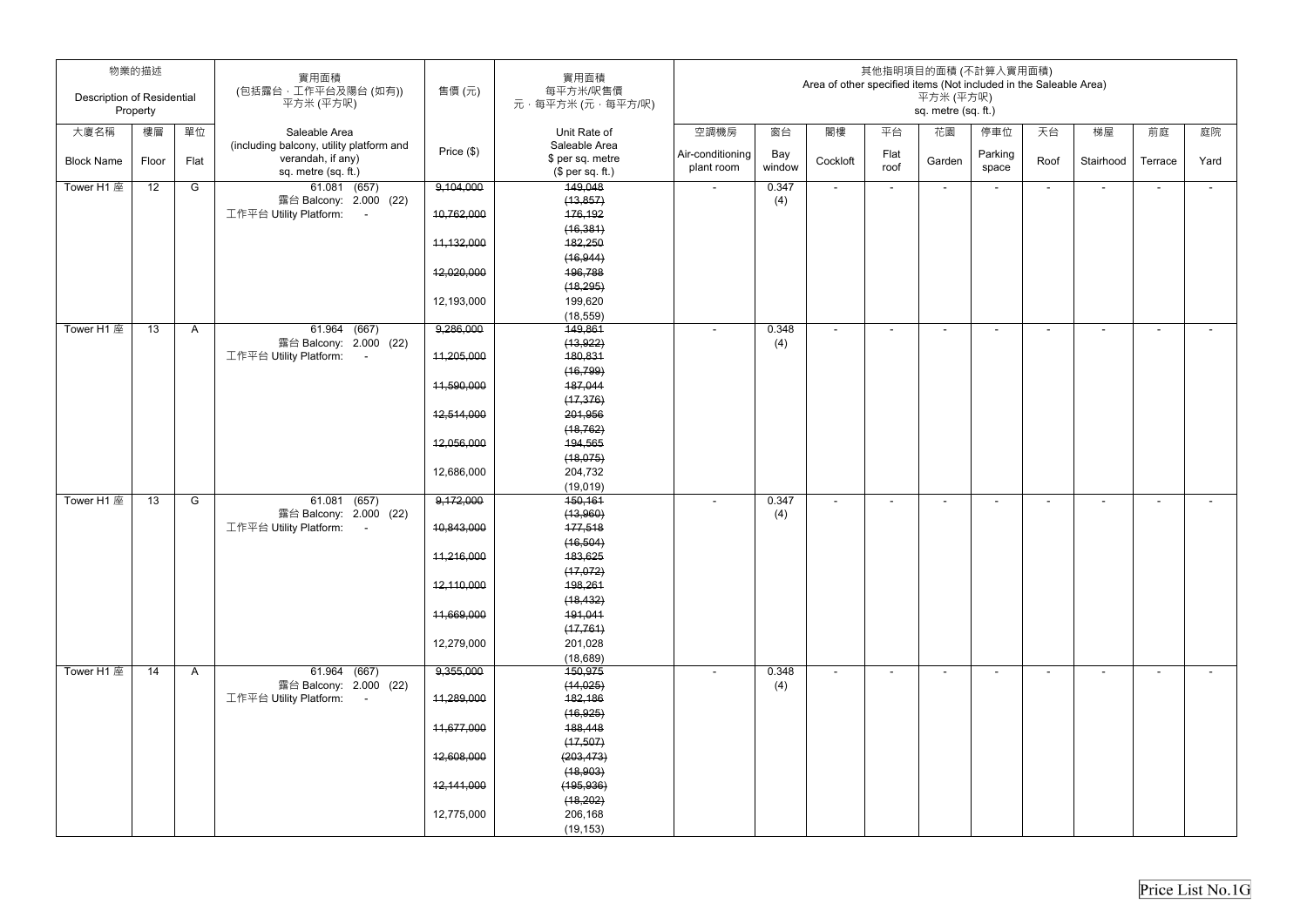| 物業的描述 Description of Residential Property | | | 實用面積 (包括露台，工作平台及陽台 (如有)) 平方米 (平方呎) | 售價 (元) | 實用面積 每平方米/呎售價 元，每平方米 (元，每平方呎) | 其他指明項目的面積 (不計算入實用面積) Area of other specified items (Not included in the Saleable Area) 平方米 (平方呎) sq. metre (sq. ft.) | | | | | | | | | |
|---|---|---|---|---|---|---|---|---|---|---|---|---|---|---|---|
| 大廈名稱 Block Name | 樓層 Floor | 單位 Flat | Saleable Area (including balcony, utility platform and verandah, if any) sq. metre (sq. ft.) | Price ($) | Unit Rate of Saleable Area $ per sq. metre ($ per sq. ft.) | 空調機房 Air-conditioning plant room | 窗台 Bay window | 閣樓 Cockloft | 平台 Flat roof | 花園 Garden | 停車位 Parking space | 天台 Roof | 梯屋 Stairhood | 前庭 Terrace | 庭院 Yard |
| Tower H1 座 | 12 | G | 61.081 (657)<br>露台 Balcony: 2.000 (22)<br>工作平台 Utility Platform: - | ~~9,104,000~~<br>~~10,762,000~~<br>~~11,132,000~~<br>~~12,020,000~~<br>12,193,000 | ~~149,048 (13,857)~~<br>~~176,192 (16,381)~~<br>~~182,250 (16,944)~~<br>~~196,788 (18,295)~~<br>199,620 (18,559) | - | 0.347 (4) | - | - | - | - | - | - | - | - |
| Tower H1 座 | 13 | A | 61.964 (667)<br>露台 Balcony: 2.000 (22)<br>工作平台 Utility Platform: - | ~~9,286,000~~<br>~~11,205,000~~<br>~~11,590,000~~<br>~~12,514,000~~<br>~~12,056,000~~<br>12,686,000 | ~~149,861 (13,922)~~<br>~~180,831 (16,799)~~<br>~~187,044 (17,376)~~<br>~~201,956 (18,762)~~<br>~~194,565 (18,075)~~<br>204,732 (19,019) | - | 0.348 (4) | - | - | - | - | - | - | - | - |
| Tower H1 座 | 13 | G | 61.081 (657)<br>露台 Balcony: 2.000 (22)<br>工作平台 Utility Platform: - | ~~9,172,000~~<br>~~10,843,000~~<br>~~11,216,000~~<br>~~12,110,000~~<br>~~11,669,000~~<br>12,279,000 | ~~150,161 (13,960)~~<br>~~177,518 (16,504)~~<br>~~183,625 (17,072)~~<br>~~198,261 (18,432)~~<br>~~191,041 (17,761)~~<br>201,028 (18,689) | - | 0.347 (4) | - | - | - | - | - | - | - | - |
| Tower H1 座 | 14 | A | 61.964 (667)<br>露台 Balcony: 2.000 (22)<br>工作平台 Utility Platform: - | ~~9,355,000~~<br>~~11,289,000~~<br>~~11,677,000~~<br>~~12,608,000~~<br>~~12,141,000~~<br>12,775,000 | ~~150,975 (14,025)~~<br>~~182,186 (16,925)~~<br>~~188,448 (17,507)~~<br>~~(203,473) (18,903)~~<br>~~(195,936) (18,202)~~<br>206,168 (19,153) | - | 0.348 (4) | - | - | - | - | - | - | - | - |

Price List No.1G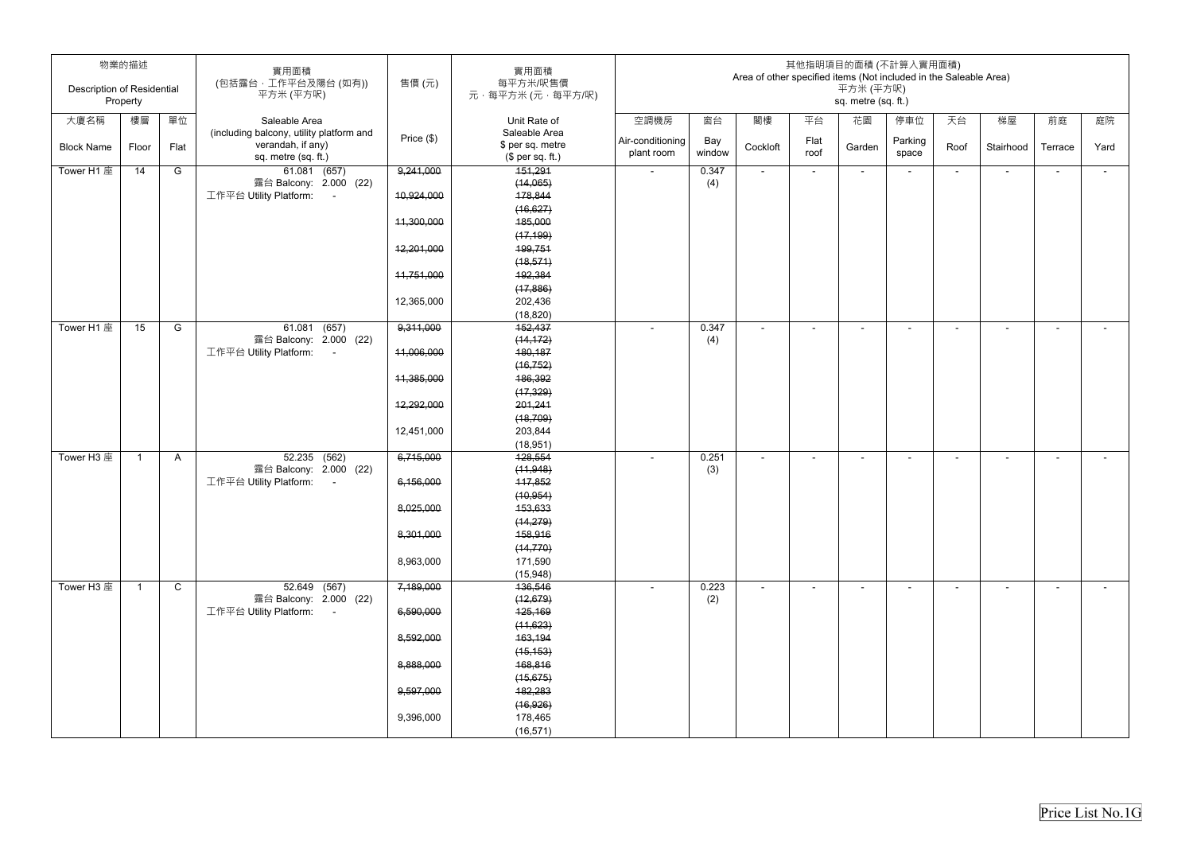| 物業的描述 Description of Residential Property | | | 實用面積 (包括露台，工作平台及陽台 (如有)) 平方米 (平方呎) | 售價 (元) | 實用面積 每平方米/呎售價 元，每平方米 (元，每平方/呎) | 其他指明項目的面積 (不計算入實用面積) Area of other specified items (Not included in the Saleable Area) 平方米 (平方呎) sq. metre (sq. ft.) | | | | | | | | | |
|---|---|---|---|---|---|---|---|---|---|---|---|---|---|---|---|
| 大廈名稱 Block Name | 樓層 Floor | 單位 Flat | Saleable Area (including balcony, utility platform and verandah, if any) sq. metre (sq. ft.) | Price ($) | Unit Rate of Saleable Area $ per sq. metre ($ per sq. ft.) | 空調機房 Air-conditioning plant room | 窗台 Bay window | 閣樓 Cockloft | 平台 Flat roof | 花園 Garden | 停車位 Parking space | 天台 Roof | 梯屋 Stairhood | 前庭 Terrace | 庭院 Yard |
| Tower H1 座 | 14 | G | 61.081 (657) 露台 Balcony: 2.000 (22) 工作平台 Utility Platform: - | ~~9,241,000~~ ~~10,924,000~~ ~~11,300,000~~ ~~12,201,000~~ ~~11,751,000~~ 12,365,000 | ~~151,291 (14,065)~~ ~~178,844 (16,627)~~ ~~185,000 (17,199)~~ ~~199,751 (18,571)~~ ~~192,384 (17,886)~~ 202,436 (18,820) | - | 0.347 (4) | - | - | - | - | - | - | - | - |
| Tower H1 座 | 15 | G | 61.081 (657) 露台 Balcony: 2.000 (22) 工作平台 Utility Platform: - | ~~9,311,000~~ ~~11,006,000~~ ~~11,385,000~~ ~~12,292,000~~ 12,451,000 | ~~152,437 (14,172)~~ ~~180,187 (16,752)~~ ~~186,392 (17,329)~~ ~~201,241 (18,709)~~ 203,844 (18,951) | - | 0.347 (4) | - | - | - | - | - | - | - | - |
| Tower H3 座 | 1 | A | 52.235 (562) 露台 Balcony: 2.000 (22) 工作平台 Utility Platform: - | ~~6,715,000~~ ~~6,156,000~~ ~~8,025,000~~ ~~8,301,000~~ 8,963,000 | ~~128,554 (11,948)~~ ~~117,852 (10,954)~~ ~~153,633 (14,279)~~ ~~158,916 (14,770)~~ 171,590 (15,948) | - | 0.251 (3) | - | - | - | - | - | - | - | - |
| Tower H3 座 | 1 | C | 52.649 (567) 露台 Balcony: 2.000 (22) 工作平台 Utility Platform: - | ~~7,189,000~~ ~~6,590,000~~ ~~8,592,000~~ ~~8,888,000~~ ~~9,597,000~~ 9,396,000 | ~~136,546 (12,679)~~ ~~125,169 (11,623)~~ ~~163,194 (15,153)~~ ~~168,816 (15,675)~~ ~~182,283 (16,926)~~ 178,465 (16,571) | - | 0.223 (2) | - | - | - | - | - | - | - | - |

Price List No.1G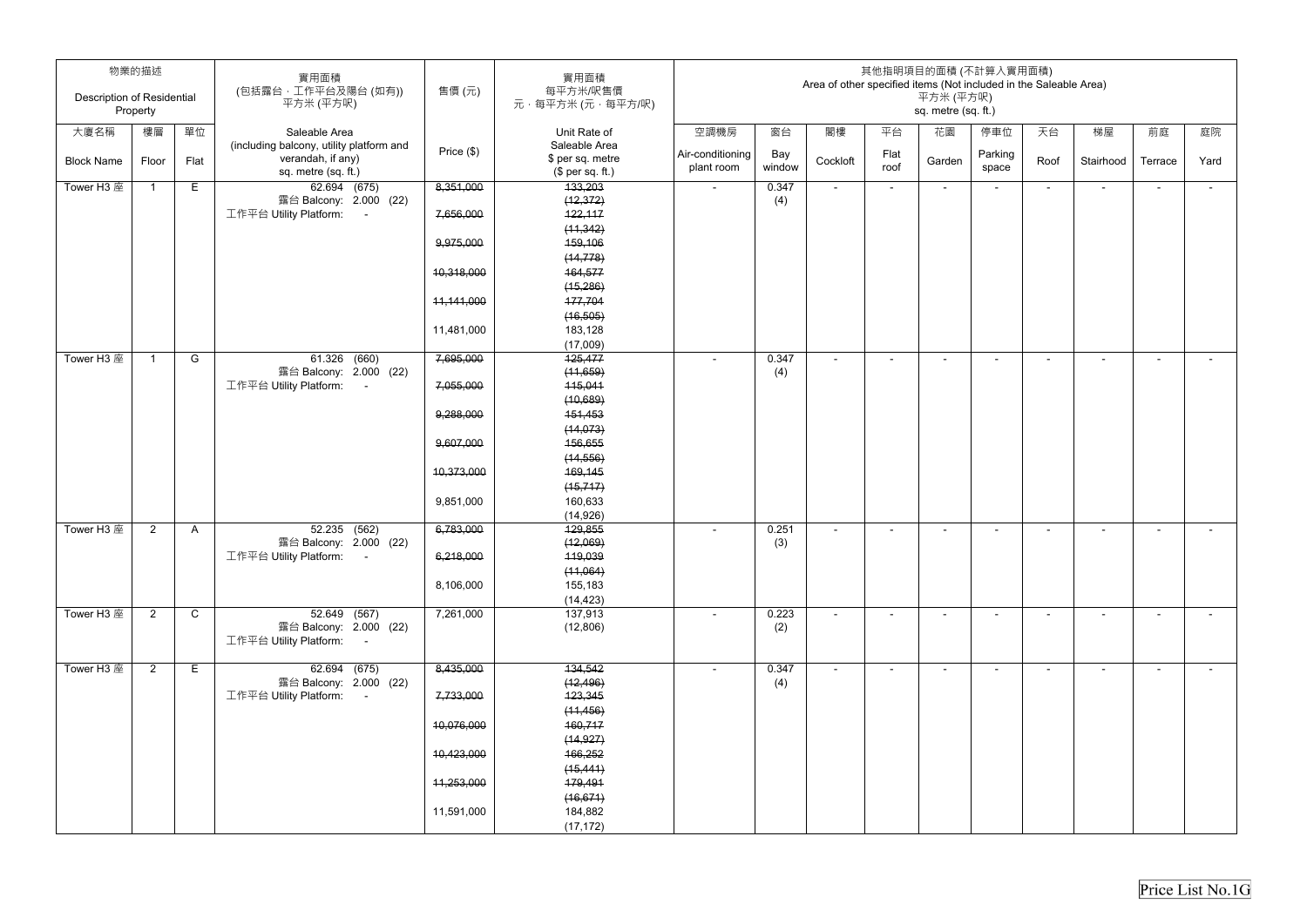| 物業的描述 Description of Residential Property | | | 實用面積 (包括露台，工作平台及陽台 (如有)) 平方米 (平方呎) | 售價 (元) | 實用面積 每平方米/呎售價 元，每平方米 (元，每平方/呎) | 其他指明項目的面積 (不計算入實用面積) Area of other specified items (Not included in the Saleable Area) 平方米 (平方呎) sq. metre (sq. ft.) | | | | | | | | | |
|---|---|---|---|---|---|---|---|---|---|---|---|---|---|---|---|
| 大廈名稱 Block Name | 樓層 Floor | 單位 Flat | Saleable Area (including balcony, utility platform and verandah, if any) sq. metre (sq. ft.) | Price ($) | Unit Rate of Saleable Area $ per sq. metre ($ per sq. ft.) | 空調機房 Air-conditioning plant room | 窗台 Bay window | 閣樓 Cockloft | 平台 Flat roof | 花園 Garden | 停車位 Parking space | 天台 Roof | 梯屋 Stairhood | 前庭 Terrace | 庭院 Yard |
| Tower H3 座 | 1 | E | 62.694 (675) 露台 Balcony: 2.000 (22) 工作平台 Utility Platform: - | ~~8,351,000~~ ~~7,656,000~~ ~~9,975,000~~ ~~10,318,000~~ ~~11,141,000~~ 11,481,000 | ~~133,203 (12,372)~~ ~~122,117 (11,342)~~ ~~159,106 (14,778)~~ ~~164,577 (15,286)~~ ~~177,704 (16,505)~~ 183,128 (17,009) | - | 0.347 (4) | - | - | - | - | - | - | - | - |
| Tower H3 座 | 1 | G | 61.326 (660) 露台 Balcony: 2.000 (22) 工作平台 Utility Platform: - | ~~7,695,000~~ ~~7,055,000~~ ~~9,288,000~~ ~~9,607,000~~ ~~10,373,000~~ 9,851,000 | ~~125,477 (11,659)~~ ~~115,041 (10,689)~~ ~~151,453 (14,073)~~ ~~156,655 (14,556)~~ ~~169,145 (15,717)~~ 160,633 (14,926) | - | 0.347 (4) | - | - | - | - | - | - | - | - |
| Tower H3 座 | 2 | A | 52.235 (562) 露台 Balcony: 2.000 (22) 工作平台 Utility Platform: - | ~~6,783,000~~ ~~6,218,000~~ 8,106,000 | ~~129,855 (12,069)~~ ~~119,039 (11,064)~~ 155,183 (14,423) | - | 0.251 (3) | - | - | - | - | - | - | - | - |
| Tower H3 座 | 2 | C | 52.649 (567) 露台 Balcony: 2.000 (22) 工作平台 Utility Platform: - | 7,261,000 | 137,913 (12,806) | - | 0.223 (2) | - | - | - | - | - | - | - | - |
| Tower H3 座 | 2 | E | 62.694 (675) 露台 Balcony: 2.000 (22) 工作平台 Utility Platform: - | ~~8,435,000~~ ~~7,733,000~~ ~~10,076,000~~ ~~10,423,000~~ ~~11,253,000~~ 11,591,000 | ~~134,542 (12,496)~~ ~~123,345 (11,456)~~ ~~160,717 (14,927)~~ ~~166,252 (15,441)~~ ~~179,491 (16,671)~~ 184,882 (17,172) | - | 0.347 (4) | - | - | - | - | - | - | - | - |

Price List No.1G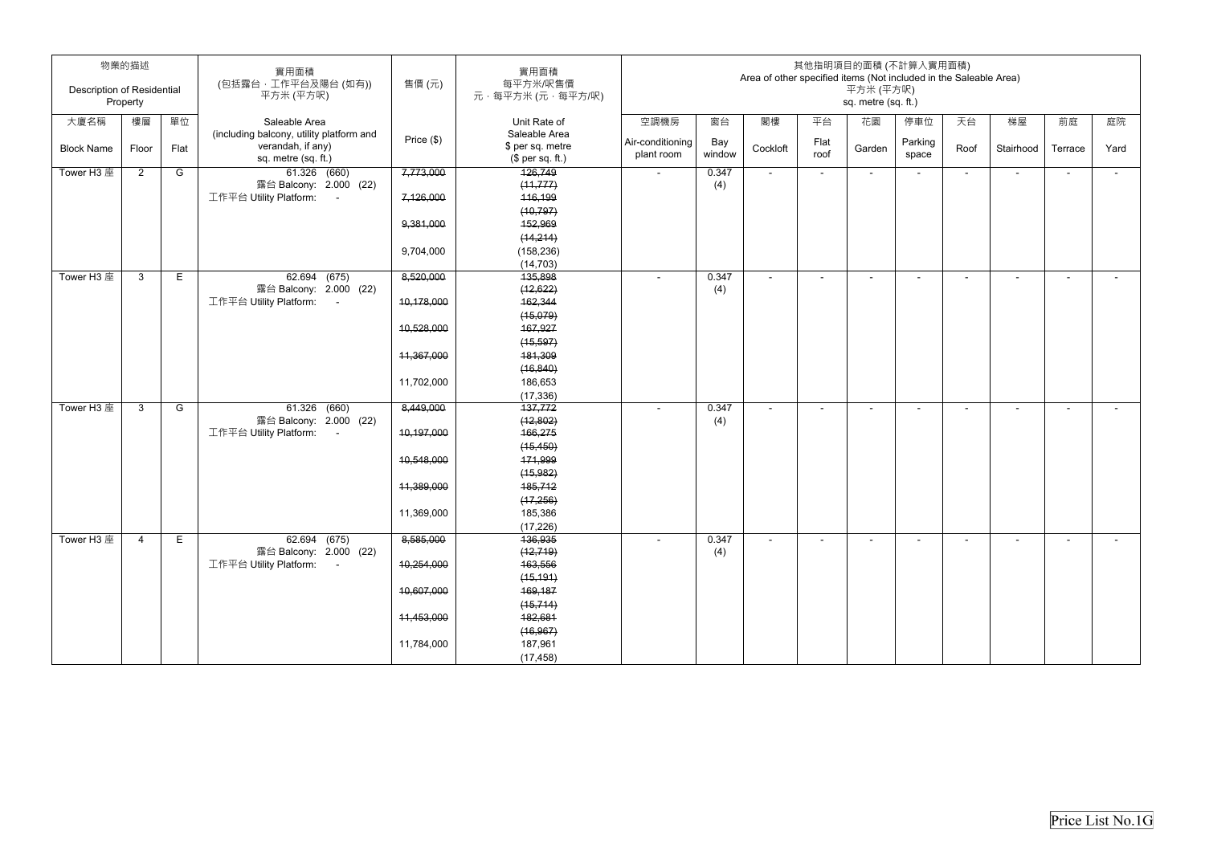| 物業的描述 Description of Residential Property | | | 實用面積 (包括露台，工作平台及陽台 (如有)) 平方米 (平方呎) | 售價 (元) | 實用面積 每平方米/呎售價 元，每平方米 (元，每平方/呎) | 其他指明項目的面積 (不計算入實用面積) Area of other specified items (Not included in the Saleable Area) 平方米 (平方呎) sq. metre (sq. ft.) | | | | | | | | | |
|---|---|---|---|---|---|---|---|---|---|---|---|---|---|---|---|
| 大廈名稱 Block Name | 樓層 Floor | 單位 Flat | Saleable Area (including balcony, utility platform and verandah, if any) sq. metre (sq. ft.) | Price ($) | Unit Rate of Saleable Area $ per sq. metre ($ per sq. ft.) | 空調機房 Air-conditioning plant room | 窗台 Bay window | 閣樓 Cockloft | 平台 Flat roof | 花園 Garden | 停車位 Parking space | 天台 Roof | 梯屋 Stairhood | 前庭 Terrace | 庭院 Yard |
| Tower H3 座 | 2 | G | 61.326 (660) 露台 Balcony: 2.000 (22) 工作平台 Utility Platform: - | ~~7,773,000~~ ~~7,126,000~~ ~~9,381,000~~ 9,704,000 | ~~126,749 (11,777)~~ ~~116,199 (10,797)~~ ~~152,969 (14,214)~~ 158,236 (14,703) | - | 0.347 (4) | - | - | - | - | - | - | - | - |
| Tower H3 座 | 3 | E | 62.694 (675) 露台 Balcony: 2.000 (22) 工作平台 Utility Platform: - | ~~8,520,000~~ ~~10,178,000~~ ~~10,528,000~~ ~~11,367,000~~ 11,702,000 | ~~135,898 (12,622)~~ ~~162,344 (15,079)~~ ~~167,927 (15,597)~~ ~~181,309 (16,840)~~ 186,653 (17,336) | - | 0.347 (4) | - | - | - | - | - | - | - | - |
| Tower H3 座 | 3 | G | 61.326 (660) 露台 Balcony: 2.000 (22) 工作平台 Utility Platform: - | ~~8,449,000~~ ~~10,197,000~~ ~~10,548,000~~ ~~11,389,000~~ 11,369,000 | ~~137,772 (12,802)~~ ~~166,275 (15,450)~~ ~~171,999 (15,982)~~ ~~185,712 (17,256)~~ 185,386 (17,226) | - | 0.347 (4) | - | - | - | - | - | - | - | - |
| Tower H3 座 | 4 | E | 62.694 (675) 露台 Balcony: 2.000 (22) 工作平台 Utility Platform: - | ~~8,585,000~~ ~~10,254,000~~ ~~10,607,000~~ ~~11,453,000~~ 11,784,000 | ~~136,935 (12,719)~~ ~~163,556 (15,191)~~ ~~169,187 (15,714)~~ ~~182,681 (16,967)~~ 187,961 (17,458) | - | 0.347 (4) | - | - | - | - | - | - | - | - |

Price List No.1G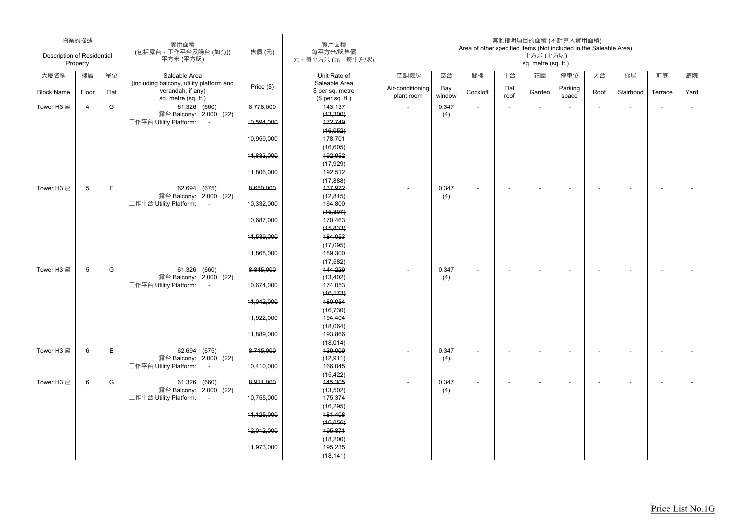| 物業的描述 Description of Residential Property | | | 實用面積 (包括露台，工作平台及陽台 (如有)) 平方米 (平方呎) | 售價 (元) | 實用面積 每平方米/呎售價 元，每平方米 (元，每平方呎) | 其他指明項目的面積 (不計算入實用面積) Area of other specified items (Not included in the Saleable Area) 平方米 (平方呎) sq. metre (sq. ft.) | | | | | | | | | |
|---|---|---|---|---|---|---|---|---|---|---|---|---|---|---|---|
| 大廈名稱 Block Name | 樓層 Floor | 單位 Flat | Saleable Area (including balcony, utility platform and verandah, if any) sq. metre (sq. ft.) | Price ($) | Unit Rate of Saleable Area $ per sq. metre ($ per sq. ft.) | 空調機房 Air-conditioning plant room | 窗台 Bay window | 閣樓 Cockloft | 平台 Flat roof | 花園 Garden | 停車位 Parking space | 天台 Roof | 梯屋 Stairhood | 前庭 Terrace | 庭院 Yard |
| Tower H3 座 | 4 | G | 61.326 (660) 露台 Balcony: 2.000 (22) 工作平台 Utility Platform: - | ~~8,778,000~~ ~~10,594,000~~ ~~10,959,000~~ ~~11,833,000~~ 11,806,000 | ~~143,137 (13,300)~~ ~~172,749 (16,052)~~ ~~178,701 (16,605)~~ ~~192,952 (17,929)~~ 192,512 (17,888) | - | 0.347 (4) | - | - | - | - | - | - | - | - |
| Tower H3 座 | 5 | E | 62.694 (675) 露台 Balcony: 2.000 (22) 工作平台 Utility Platform: - | ~~8,650,000~~ ~~10,332,000~~ ~~10,687,000~~ ~~11,539,000~~ 11,868,000 | ~~137,972 (12,815)~~ ~~164,800 (15,307)~~ ~~170,463 (15,833)~~ ~~184,053 (17,095)~~ 189,300 (17,582) | - | 0.347 (4) | - | - | - | - | - | - | - | - |
| Tower H3 座 | 5 | G | 61.326 (660) 露台 Balcony: 2.000 (22) 工作平台 Utility Platform: - | ~~8,845,000~~ ~~10,674,000~~ ~~11,042,000~~ ~~11,922,000~~ 11,889,000 | ~~144,229 (13,402)~~ ~~174,053 (16,173)~~ ~~180,054 (16,730)~~ ~~194,404 (18,064)~~ 193,866 (18,014) | - | 0.347 (4) | - | - | - | - | - | - | - | - |
| Tower H3 座 | 6 | E | 62.694 (675) 露台 Balcony: 2.000 (22) 工作平台 Utility Platform: - | ~~8,715,000~~ 10,410,000 | ~~139,009 (12,911)~~ 166,045 (15,422) | - | 0.347 (4) | - | - | - | - | - | - | - | - |
| Tower H3 座 | 6 | G | 61.326 (660) 露台 Balcony: 2.000 (22) 工作平台 Utility Platform: - | ~~8,911,000~~ ~~10,755,000~~ ~~11,125,000~~ ~~12,012,000~~ 11,973,000 | ~~145,305 (13,502)~~ ~~175,374 (16,295)~~ ~~181,408 (16,856)~~ ~~195,871 (18,200)~~ 195,235 (18,141) | - | 0.347 (4) | - | - | - | - | - | - | - | - |

Price List No.1G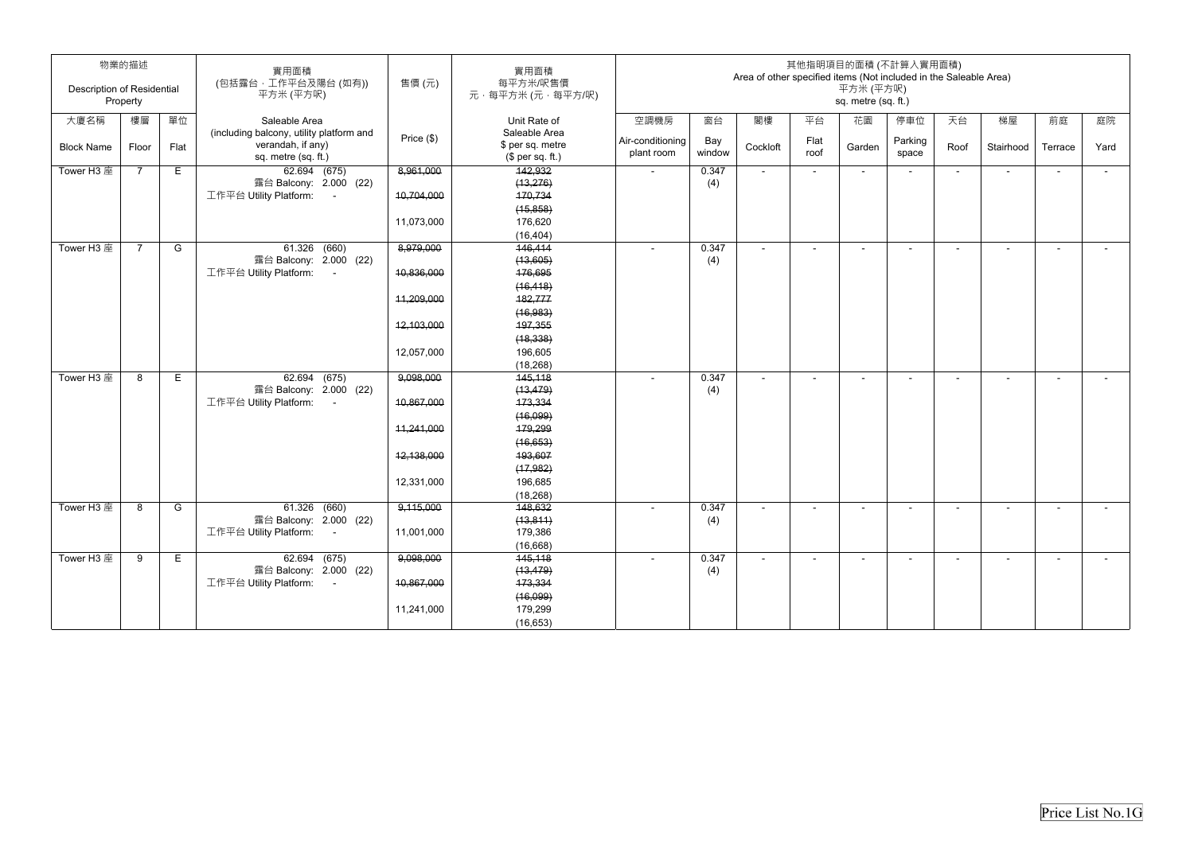| 物業的描述 Description of Residential Property | | | 實用面積 (包括露台，工作平台及陽台 (如有)) 平方米 (平方呎) | 售價 (元) | 實用面積 每平方米/呎售價 元，每平方米 (元，每平方呎) | 其他指明項目的面積 (不計算入實用面積) Area of other specified items (Not included in the Saleable Area) 平方米 (平方呎) sq. metre (sq. ft.) | | | | | | | | | |
|---|---|---|---|---|---|---|---|---|---|---|---|---|---|---|---|
| 大廈名稱 Block Name | 樓層 Floor | 單位 Flat | Saleable Area (including balcony, utility platform and verandah, if any) sq. metre (sq. ft.) | Price ($) | Unit Rate of Saleable Area $ per sq. metre ($ per sq. ft.) | 空調機房 Air-conditioning plant room | 窗台 Bay window | 閣樓 Cockloft | 平台 Flat roof | 花園 Garden | 停車位 Parking space | 天台 Roof | 梯屋 Stairhood | 前庭 Terrace | 庭院 Yard |
| Tower H3 座 | 7 | E | 62.694 (675) 露台 Balcony: 2.000 (22) 工作平台 Utility Platform: - | ~~8,961,000~~ ~~10,704,000~~ 11,073,000 | ~~142,932 (13,276)~~ ~~170,734 (15,858)~~ 176,620 (16,404) | - | 0.347 (4) | - | - | - | - | - | - | - | - |
| Tower H3 座 | 7 | G | 61.326 (660) 露台 Balcony: 2.000 (22) 工作平台 Utility Platform: - | ~~8,979,000~~ ~~10,836,000~~ ~~11,209,000~~ ~~12,103,000~~ 12,057,000 | ~~146,414 (13,605)~~ ~~176,695 (16,418)~~ ~~182,777 (16,983)~~ ~~197,355 (18,338)~~ 196,605 (18,268) | - | 0.347 (4) | - | - | - | - | - | - | - | - |
| Tower H3 座 | 8 | E | 62.694 (675) 露台 Balcony: 2.000 (22) 工作平台 Utility Platform: - | ~~9,098,000~~ ~~10,867,000~~ ~~11,241,000~~ ~~12,138,000~~ 12,331,000 | ~~145,118 (13,479)~~ ~~173,334 (16,099)~~ ~~179,299 (16,653)~~ ~~193,607 (17,982)~~ 196,685 (18,268) | - | 0.347 (4) | - | - | - | - | - | - | - | - |
| Tower H3 座 | 8 | G | 61.326 (660) 露台 Balcony: 2.000 (22) 工作平台 Utility Platform: - | ~~9,115,000~~ 11,001,000 | ~~148,632 (13,811)~~ 179,386 (16,668) | - | 0.347 (4) | - | - | - | - | - | - | - | - |
| Tower H3 座 | 9 | E | 62.694 (675) 露台 Balcony: 2.000 (22) 工作平台 Utility Platform: - | ~~9,098,000~~ ~~10,867,000~~ 11,241,000 | ~~145,118 (13,479)~~ ~~173,334 (16,099)~~ 179,299 (16,653) | - | 0.347 (4) | - | - | - | - | - | - | - | - |

Price List No.1G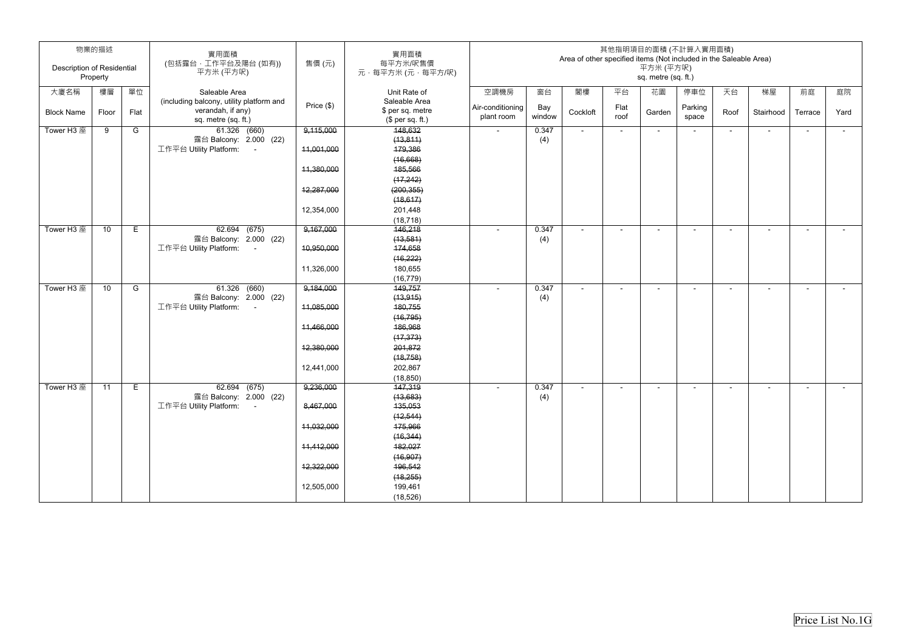| 物業的描述 Description of Residential Property | | | 實用面積 (包括露台，工作平台及陽台 (如有)) 平方米 (平方呎) | 售價 (元) | 實用面積 每平方米/呎售價 元，每平方米 (元，每平方呎) | 其他指明項目的面積 (不計算入實用面積) Area of other specified items (Not included in the Saleable Area) 平方米 (平方呎) sq. metre (sq. ft.) | | | | | | | | | |
|---|---|---|---|---|---|---|---|---|---|---|---|---|---|---|---|
| 大廈名稱 Block Name | 樓層 Floor | 單位 Flat | Saleable Area (including balcony, utility platform and verandah, if any) sq. metre (sq. ft.) | Price ($) | Unit Rate of Saleable Area $ per sq. metre ($ per sq. ft.) | 空調機房 Air-conditioning plant room | 窗台 Bay window | 閣樓 Cockloft | 平台 Flat roof | 花園 Garden | 停車位 Parking space | 天台 Roof | 梯屋 Stairhood | 前庭 Terrace | 庭院 Yard |
| Tower H3 座 | 9 | G | 61.326 (660) 露台 Balcony: 2.000 (22) 工作平台 Utility Platform: - | ~~9,115,000~~ ~~11,001,000~~ ~~11,380,000~~ ~~12,287,000~~ 12,354,000 | ~~148,632 (13,811)~~ ~~179,386 (16,668)~~ ~~185,566 (17,242)~~ ~~(200,355) (18,617)~~ 201,448 (18,718) | - | 0.347 (4) | - | - | - | - | - | - | - | - |
| Tower H3 座 | 10 | E | 62.694 (675) 露台 Balcony: 2.000 (22) 工作平台 Utility Platform: - | ~~9,167,000~~ ~~10,950,000~~ 11,326,000 | ~~146,218 (13,581)~~ ~~174,658 (16,222)~~ 180,655 (16,779) | - | 0.347 (4) | - | - | - | - | - | - | - | - |
| Tower H3 座 | 10 | G | 61.326 (660) 露台 Balcony: 2.000 (22) 工作平台 Utility Platform: - | ~~9,184,000~~ ~~11,085,000~~ ~~11,466,000~~ ~~12,380,000~~ 12,441,000 | ~~149,757 (13,915)~~ ~~180,755 (16,795)~~ ~~186,968 (17,373)~~ ~~201,872 (18,758)~~ 202,867 (18,850) | - | 0.347 (4) | - | - | - | - | - | - | - | - |
| Tower H3 座 | 11 | E | 62.694 (675) 露台 Balcony: 2.000 (22) 工作平台 Utility Platform: - | ~~9,236,000~~ ~~8,467,000~~ ~~11,032,000~~ ~~11,412,000~~ ~~12,322,000~~ 12,505,000 | ~~147,319 (13,683)~~ ~~135,053 (12,544)~~ ~~175,966 (16,344)~~ ~~182,027 (16,907)~~ ~~196,542 (18,255)~~ 199,461 (18,526) | - | 0.347 (4) | - | - | - | - | - | - | - | - |

Price List No.1G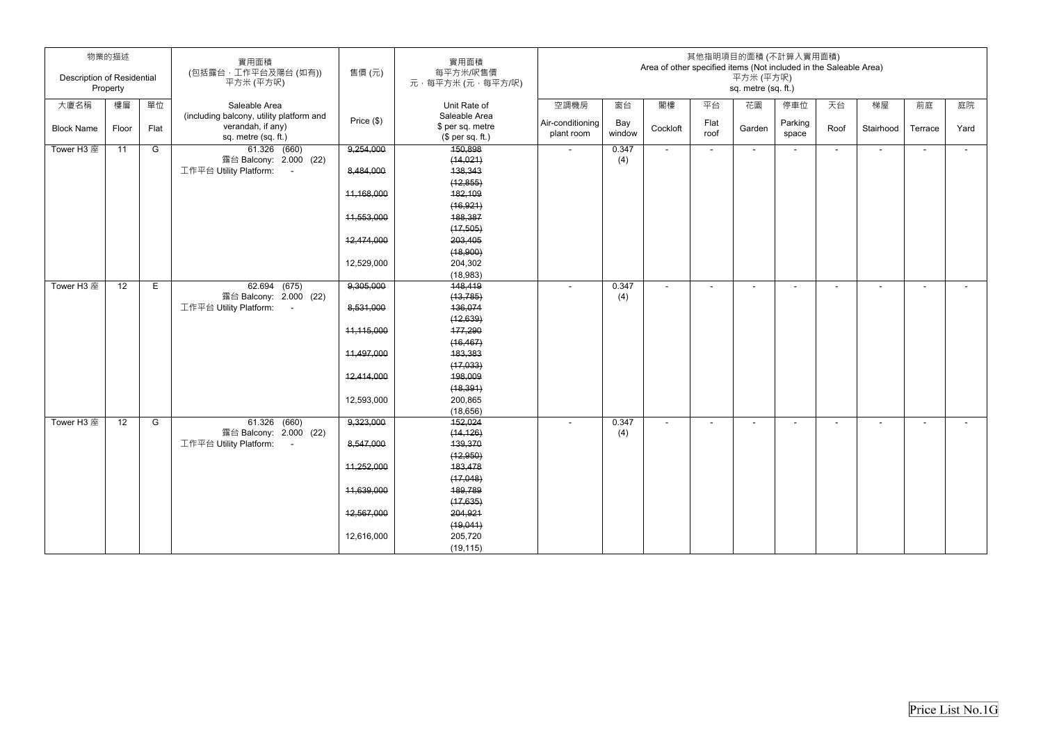| 物業的描述 Description of Residential Property | | | 實用面積 (包括露台、工作平台及陽台 (如有)) 平方米 (平方呎) | 售價 (元) | 實用面積 每平方米/呎售價 元，每平方米 (元，每平方/呎) | 其他指明項目的面積 (不計算入實用面積) Area of other specified items (Not included in the Saleable Area) 平方米 (平方呎) sq. metre (sq. ft.) | | | | | | | | | |
|---|---|---|---|---|---|---|---|---|---|---|---|---|---|---|---|
| 大廈名稱 Block Name | 樓層 Floor | 單位 Flat | Saleable Area (including balcony, utility platform and verandah, if any) sq. metre (sq. ft.) | Price ($) | Unit Rate of Saleable Area $ per sq. metre ($ per sq. ft.) | 空調機房 Air-conditioning plant room | 窗台 Bay window | 閣樓 Cockloft | 平台 Flat roof | 花園 Garden | 停車位 Parking space | 天台 Roof | 梯屋 Stairhood | 前庭 Terrace | 庭院 Yard |
| Tower H3 座 | 11 | G | 61.326 (660)<br>露台 Balcony: 2.000 (22)<br>工作平台 Utility Platform: - | ~~9,254,000~~<br>~~8,484,000~~<br>~~11,168,000~~<br>~~11,553,000~~<br>~~12,474,000~~<br>12,529,000 | ~~150,898 (14,021)~~<br>~~138,343 (12,855)~~<br>~~182,109 (16,921)~~<br>~~188,387 (17,505)~~<br>~~203,405 (18,900)~~<br>204,302 (18,983) | - | 0.347 (4) | - | - | - | - | - | - | - | - |
| Tower H3 座 | 12 | E | 62.694 (675)<br>露台 Balcony: 2.000 (22)<br>工作平台 Utility Platform: - | ~~9,305,000~~<br>~~8,531,000~~<br>~~11,115,000~~<br>~~11,497,000~~<br>~~12,414,000~~<br>12,593,000 | ~~148,419 (13,785)~~<br>~~136,074 (12,639)~~<br>~~177,290 (16,467)~~<br>~~183,383 (17,033)~~<br>~~198,009 (18,391)~~<br>200,865 (18,656) | - | 0.347 (4) | - | - | - | - | - | - | - | - |
| Tower H3 座 | 12 | G | 61.326 (660)<br>露台 Balcony: 2.000 (22)<br>工作平台 Utility Platform: - | ~~9,323,000~~<br>~~8,547,000~~<br>~~11,252,000~~<br>~~11,639,000~~<br>~~12,567,000~~<br>12,616,000 | ~~152,024 (14,126)~~<br>~~139,370 (12,950)~~<br>~~183,478 (17,048)~~<br>~~189,789 (17,635)~~<br>~~204,921 (19,041)~~<br>205,720 (19,115) | - | 0.347 (4) | - | - | - | - | - | - | - | - |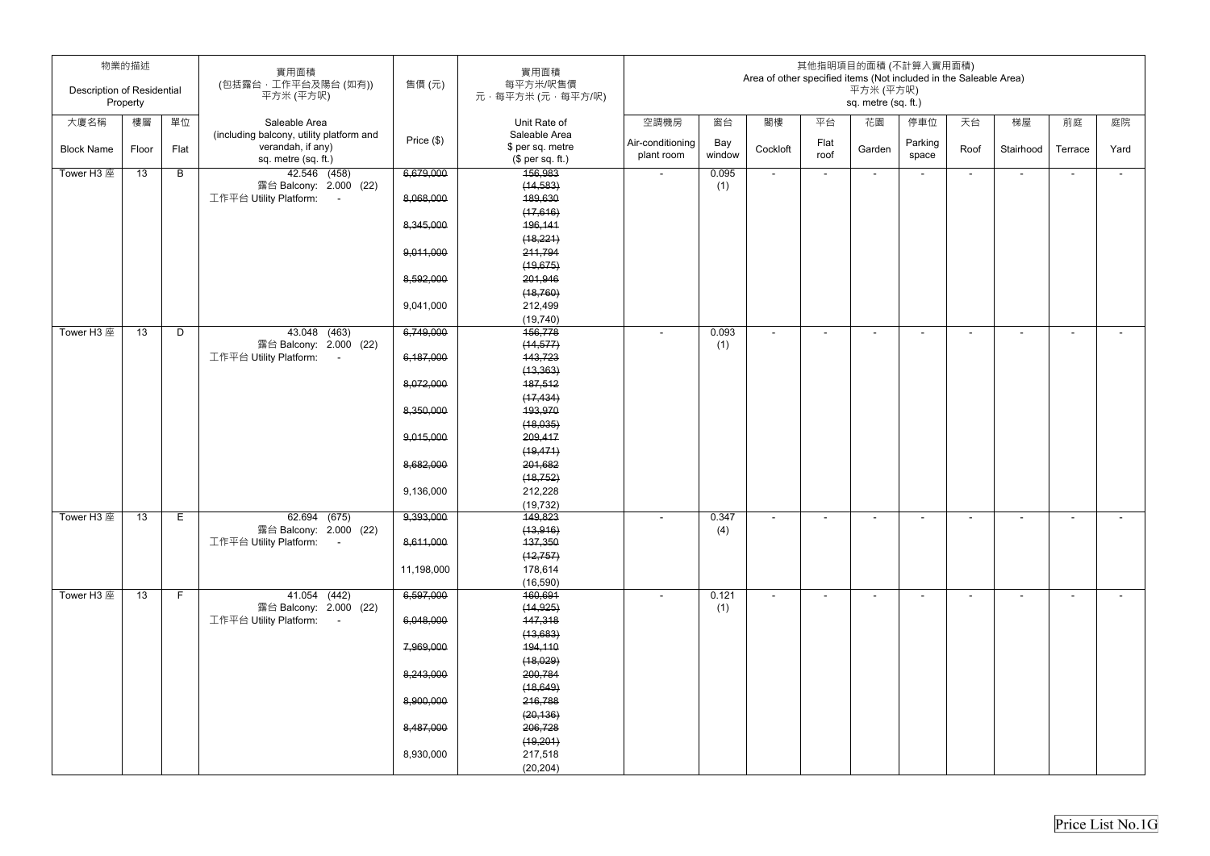| 物業的描述 Description of Residential Property | | | 實用面積 (包括露台,工作平台及陽台 (如有)) 平方米 (平方呎) | 售價 (元) | 實用面積 每平方米/呎售價 元,每平方米 (元,每平方/呎) | 其他指明項目的面積 (不計算入實用面積) Area of other specified items (Not included in the Saleable Area) 平方米 (平方呎) sq. metre (sq. ft.) | | | | | | | | | |
|---|---|---|---|---|---|---|---|---|---|---|---|---|---|---|---|
| 大廈名稱 Block Name | 樓層 Floor | 單位 Flat | Saleable Area (including balcony, utility platform and verandah, if any) sq. metre (sq. ft.) | Price ($) | Unit Rate of Saleable Area $ per sq. metre ($ per sq. ft.) | 空調機房 Air-conditioning plant room | 窗台 Bay window | 閣樓 Cockloft | 平台 Flat roof | 花園 Garden | 停車位 Parking space | 天台 Roof | 梯屋 Stairhood | 前庭 Terrace | 庭院 Yard |
| Tower H3 座 | 13 | B | 42.546 (458) 露台 Balcony: 2.000 (22) 工作平台 Utility Platform: - | ~~6,679,000~~ ~~8,068,000~~ ~~8,345,000~~ ~~9,011,000~~ ~~8,592,000~~ 9,041,000 | ~~156,983 (14,583)~~ ~~189,630 (17,616)~~ ~~196,141 (18,221)~~ ~~211,794 (19,675)~~ ~~201,946 (18,760)~~ 212,499 (19,740) | - | 0.095 (1) | - | - | - | - | - | - | - | - |
| Tower H3 座 | 13 | D | 43.048 (463) 露台 Balcony: 2.000 (22) 工作平台 Utility Platform: - | ~~6,749,000~~ ~~6,187,000~~ ~~8,072,000~~ ~~8,350,000~~ ~~9,015,000~~ ~~8,682,000~~ 9,136,000 | ~~156,778 (14,577)~~ ~~143,723 (13,363)~~ ~~187,512 (17,434)~~ ~~193,970 (18,035)~~ ~~209,417 (19,471)~~ ~~201,682 (18,752)~~ 212,228 (19,732) | - | 0.093 (1) | - | - | - | - | - | - | - | - |
| Tower H3 座 | 13 | E | 62.694 (675) 露台 Balcony: 2.000 (22) 工作平台 Utility Platform: - | ~~9,393,000~~ ~~8,611,000~~ 11,198,000 | ~~149,823 (13,916)~~ ~~137,350 (12,757)~~ 178,614 (16,590) | - | 0.347 (4) | - | - | - | - | - | - | - | - |
| Tower H3 座 | 13 | F | 41.054 (442) 露台 Balcony: 2.000 (22) 工作平台 Utility Platform: - | ~~6,597,000~~ ~~6,048,000~~ ~~7,969,000~~ ~~8,243,000~~ ~~8,900,000~~ ~~8,487,000~~ 8,930,000 | ~~160,691 (14,925)~~ ~~147,318 (13,683)~~ ~~194,110 (18,029)~~ ~~200,784 (18,649)~~ ~~216,788 (20,136)~~ ~~206,728 (19,201)~~ 217,518 (20,204) | - | 0.121 (1) | - | - | - | - | - | - | - | - |

Price List No.1G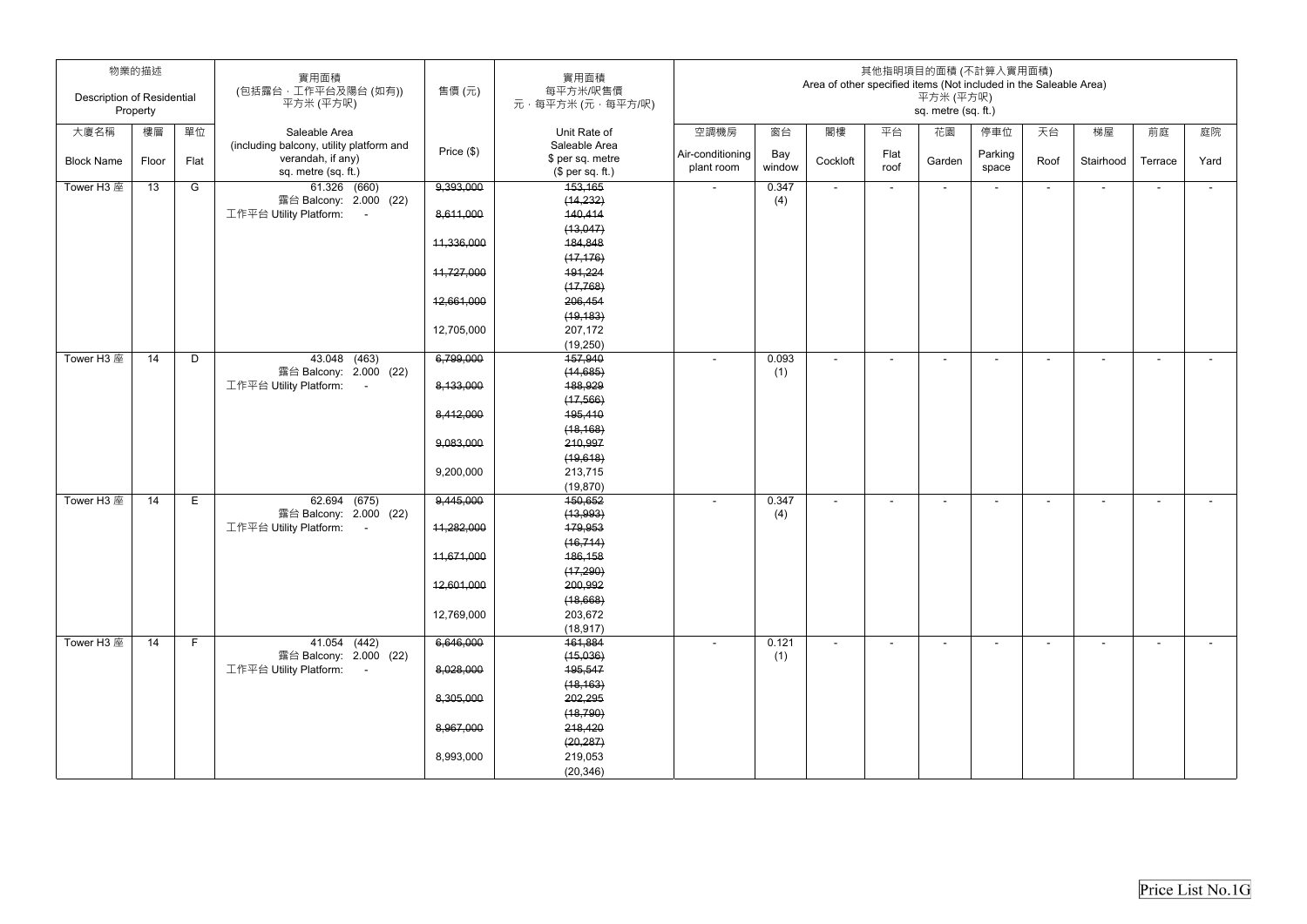| 物業的描述 Description of Residential Property | | | 實用面積 (包括露台．工作平台及陽台 (如有)) 平方米 (平方呎) | 售價 (元) | 實用面積 每平方米/呎售價 元，每平方米 (元，每平方/呎) | 其他指明項目的面積 (不計算入實用面積) Area of other specified items (Not included in the Saleable Area) 平方米 (平方呎) sq. metre (sq. ft.) | | | | | | | | | |
|---|---|---|---|---|---|---|---|---|---|---|---|---|---|---|---|
| 大廈名稱 Block Name | 樓層 Floor | 單位 Flat | Saleable Area (including balcony, utility platform and verandah, if any) sq. metre (sq. ft.) | Price ($) | Unit Rate of Saleable Area $ per sq. metre ($ per sq. ft.) | 空調機房 Air-conditioning plant room | 窗台 Bay window | 閣樓 Cockloft | 平台 Flat roof | 花園 Garden | 停車位 Parking space | 天台 Roof | 梯屋 Stairhood | 前庭 Terrace | 庭院 Yard |
| Tower H3 座 | 13 | G | 61.326 (660) 露台 Balcony: 2.000 (22) 工作平台 Utility Platform: - | ~~9,393,000~~ ~~8,611,000~~ ~~11,336,000~~ ~~11,727,000~~ ~~12,661,000~~ 12,705,000 | ~~153,165 (14,232)~~ ~~140,414 (13,047)~~ ~~184,848 (17,176)~~ ~~191,224 (17,768)~~ ~~206,454 (19,183)~~ 207,172 (19,250) | - | 0.347 (4) | - | - | - | - | - | - | - | - |
| Tower H3 座 | 14 | D | 43.048 (463) 露台 Balcony: 2.000 (22) 工作平台 Utility Platform: - | ~~6,799,000~~ ~~8,133,000~~ ~~8,412,000~~ ~~9,083,000~~ 9,200,000 | ~~157,940 (14,685)~~ ~~188,929 (17,566)~~ ~~195,410 (18,168)~~ ~~210,997 (19,618)~~ 213,715 (19,870) | - | 0.093 (1) | - | - | - | - | - | - | - | - |
| Tower H3 座 | 14 | E | 62.694 (675) 露台 Balcony: 2.000 (22) 工作平台 Utility Platform: - | ~~9,445,000~~ ~~11,282,000~~ ~~11,671,000~~ ~~12,601,000~~ 12,769,000 | ~~150,652 (13,993)~~ ~~179,953 (16,714)~~ ~~186,158 (17,290)~~ ~~200,992 (18,668)~~ 203,672 (18,917) | - | 0.347 (4) | - | - | - | - | - | - | - | - |
| Tower H3 座 | 14 | F | 41.054 (442) 露台 Balcony: 2.000 (22) 工作平台 Utility Platform: - | ~~6,646,000~~ ~~8,028,000~~ ~~8,305,000~~ ~~8,967,000~~ 8,993,000 | ~~161,884 (15,036)~~ ~~195,547 (18,163)~~ ~~202,295 (18,790)~~ ~~218,420 (20,287)~~ 219,053 (20,346) | - | 0.121 (1) | - | - | - | - | - | - | - | - |

Price List No.1G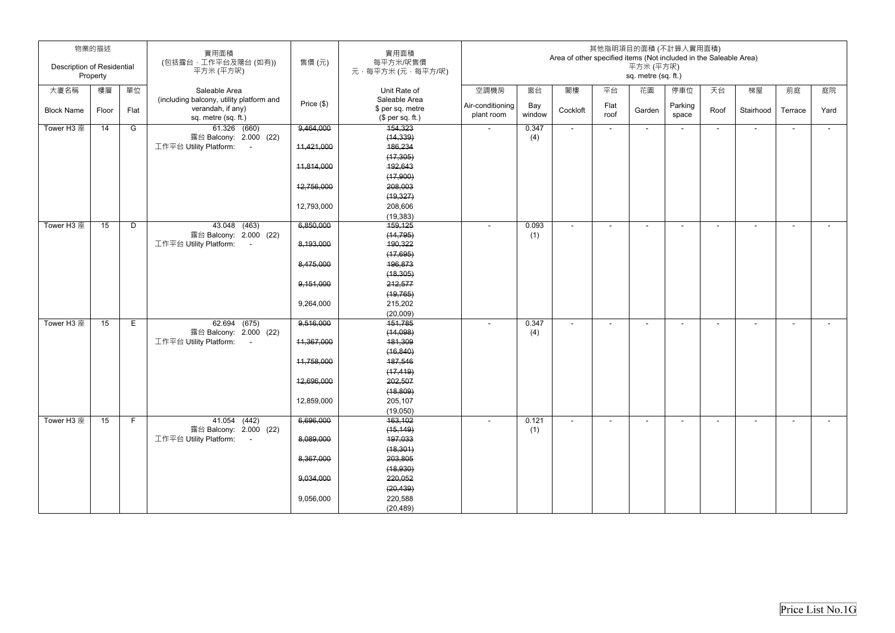| 物業的描述 Description of Residential Property | | | 實用面積 (包括露台，工作平台及陽台 (如有)) 平方米 (平方呎) | 售價 (元) | 實用面積 每平方米/呎售價 元，每平方米 (元，每平方/呎) | 其他指明項目的面積 (不計算入實用面積) Area of other specified items (Not included in the Saleable Area) 平方米 (平方呎) sq. metre (sq. ft.) | | | | | | | | | |
|---|---|---|---|---|---|---|---|---|---|---|---|---|---|---|---|
| 大廈名稱 Block Name | 樓層 Floor | 單位 Flat | Saleable Area (including balcony, utility platform and verandah, if any) sq. metre (sq. ft.) | Price ($) | Unit Rate of Saleable Area $ per sq. metre ($ per sq. ft.) | 空調機房 Air-conditioning plant room | 窗台 Bay window | 閣樓 Cockloft | 平台 Flat roof | 花園 Garden | 停車位 Parking space | 天台 Roof | 梯屋 Stairhood | 前庭 Terrace | 庭院 Yard |
| Tower H3 座 | 14 | G | 61.326 (660) 露台 Balcony: 2.000 (22) 工作平台 Utility Platform: - | ~~9,464,000~~ ~~11,421,000~~ ~~11,814,000~~ ~~12,756,000~~ 12,793,000 | ~~154,323 (14,339)~~ ~~186,234 (17,305)~~ ~~192,643 (17,900)~~ ~~208,003 (19,327)~~ 208,606 (19,383) | - | 0.347 (4) | - | - | - | - | - | - | - | - |
| Tower H3 座 | 15 | D | 43.048 (463) 露台 Balcony: 2.000 (22) 工作平台 Utility Platform: - | ~~6,850,000~~ ~~8,193,000~~ ~~8,475,000~~ ~~9,151,000~~ 9,264,000 | ~~159,125 (14,795)~~ ~~190,322 (17,695)~~ ~~196,873 (18,305)~~ ~~212,577 (19,765)~~ 215,202 (20,009) | - | 0.093 (1) | - | - | - | - | - | - | - | - |
| Tower H3 座 | 15 | E | 62.694 (675) 露台 Balcony: 2.000 (22) 工作平台 Utility Platform: - | ~~9,516,000~~ ~~11,367,000~~ ~~11,758,000~~ ~~12,696,000~~ 12,859,000 | ~~151,785 (14,098)~~ ~~181,309 (16,840)~~ ~~187,546 (17,419)~~ ~~202,507 (18,809)~~ 205,107 (19,050) | - | 0.347 (4) | - | - | - | - | - | - | - | - |
| Tower H3 座 | 15 | F | 41.054 (442) 露台 Balcony: 2.000 (22) 工作平台 Utility Platform: - | ~~6,696,000~~ ~~8,089,000~~ ~~8,367,000~~ ~~9,034,000~~ 9,056,000 | ~~163,102 (15,149)~~ ~~197,033 (18,301)~~ ~~203,805 (18,930)~~ ~~220,052 (20,439)~~ 220,588 (20,489) | - | 0.121 (1) | - | - | - | - | - | - | - | - |

Price List No.1G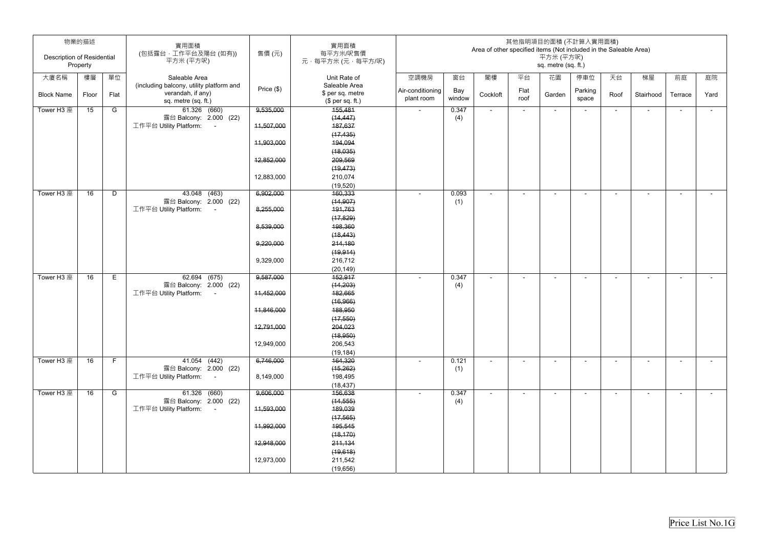| 物業的描述 Description of Residential Property | | | 實用面積 (包括露台，工作平台及陽台 (如有)) 平方米 (平方呎) | 售價 (元) | 實用面積 每平方米/呎售價 元，每平方米 (元，每平方/呎) | 其他指明項目的面積 (不計算入實用面積) Area of other specified items (Not included in the Saleable Area) 平方米 (平方呎) sq. metre (sq. ft.) | | | | | | | | | |
|---|---|---|---|---|---|---|---|---|---|---|---|---|---|---|---|
| 大廈名稱 Block Name | 樓層 Floor | 單位 Flat | Saleable Area (including balcony, utility platform and verandah, if any) sq. metre (sq. ft.) | Price ($) | Unit Rate of Saleable Area $ per sq. metre ($ per sq. ft.) | 空調機房 Air-conditioning plant room | 窗台 Bay window | 閣樓 Cockloft | 平台 Flat roof | 花園 Garden | 停車位 Parking space | 天台 Roof | 梯屋 Stairhood | 前庭 Terrace | 庭院 Yard |
| Tower H3 座 | 15 | G | 61.326 (660) 露台 Balcony: 2.000 (22) 工作平台 Utility Platform: - | ~~9,535,000~~ ~~11,507,000~~ ~~11,903,000~~ ~~12,852,000~~ 12,883,000 | ~~155,481 (14,447)~~ ~~187,637 (17,435)~~ ~~194,094 (18,035)~~ ~~209,569 (19,473)~~ 210,074 (19,520) | - | 0.347 (4) | - | - | - | - | - | - | - | - |
| Tower H3 座 | 16 | D | 43.048 (463) 露台 Balcony: 2.000 (22) 工作平台 Utility Platform: - | ~~6,902,000~~ ~~8,255,000~~ ~~8,539,000~~ ~~9,220,000~~ 9,329,000 | ~~160,333 (14,907)~~ ~~191,763 (17,829)~~ ~~198,360 (18,443)~~ ~~214,180 (19,914)~~ 216,712 (20,149) | - | 0.093 (1) | - | - | - | - | - | - | - | - |
| Tower H3 座 | 16 | E | 62.694 (675) 露台 Balcony: 2.000 (22) 工作平台 Utility Platform: - | ~~9,587,000~~ ~~11,452,000~~ ~~11,846,000~~ ~~12,791,000~~ 12,949,000 | ~~152,917 (14,203)~~ ~~182,665 (16,966)~~ ~~188,950 (17,550)~~ ~~204,023 (18,950)~~ 206,543 (19,184) | - | 0.347 (4) | - | - | - | - | - | - | - | - |
| Tower H3 座 | 16 | F | 41.054 (442) 露台 Balcony: 2.000 (22) 工作平台 Utility Platform: - | ~~6,746,000~~ 8,149,000 | ~~164,320 (15,262)~~ 198,495 (18,437) | - | 0.121 (1) | - | - | - | - | - | - | - | - |
| Tower H3 座 | 16 | G | 61.326 (660) 露台 Balcony: 2.000 (22) 工作平台 Utility Platform: - | ~~9,606,000~~ ~~11,593,000~~ ~~11,992,000~~ ~~12,948,000~~ 12,973,000 | ~~156,638 (14,555)~~ ~~189,039 (17,565)~~ ~~195,545 (18,170)~~ ~~211,134 (19,618)~~ 211,542 (19,656) | - | 0.347 (4) | - | - | - | - | - | - | - | - |

Price List No.1G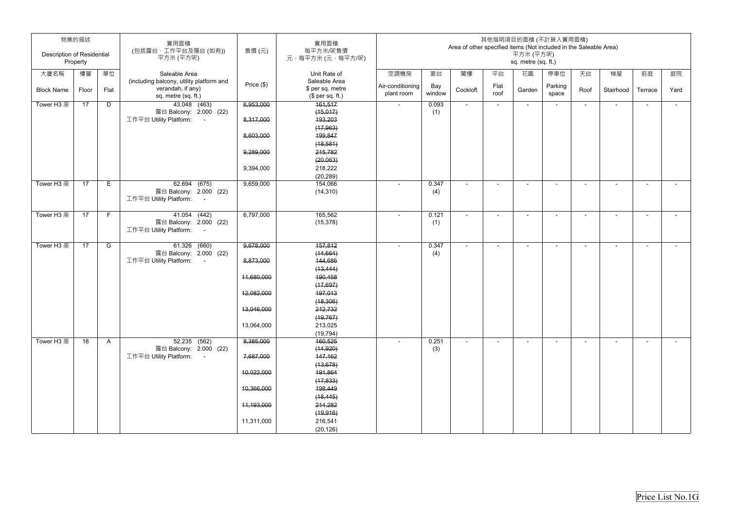| 物業的描述 Description of Residential Property | | | 實用面積 (包括露台，工作平台及陽台 (如有)) 平方米 (平方呎) | 售價 (元) | 實用面積 每平方米/呎售價 元，每平方米 (元，每平方/呎) | 其他指明項目的面積 (不計算入實用面積) Area of other specified items (Not included in the Saleable Area) 平方米 (平方呎) sq. metre (sq. ft.) | | | | | | | | | |
|---|---|---|---|---|---|---|---|---|---|---|---|---|---|---|---|
| 大廈名稱 Block Name | 樓層 Floor | 單位 Flat | Saleable Area (including balcony, utility platform and verandah, if any) sq. metre (sq. ft.) | Price ($) | Unit Rate of Saleable Area $ per sq. metre ($ per sq. ft.) | 空調機房 Air-conditioning plant room | 窗台 Bay window | 閣樓 Cockloft | 平台 Flat roof | 花園 Garden | 停車位 Parking space | 天台 Roof | 梯屋 Stairhood | 前庭 Terrace | 庭院 Yard |
| Tower H3 座 | 17 | D | 43.048 (463) 露台 Balcony: 2.000 (22) 工作平台 Utility Platform: - | ~~6,953,000~~ ~~8,317,000~~ ~~8,603,000~~ ~~9,289,000~~ 9,394,000 | ~~161,517 (15,017)~~ ~~193,203 (17,963)~~ ~~199,847 (18,581)~~ ~~215,782 (20,063)~~ 218,222 (20,289) | - | 0.093 (1) | - | - | - | - | - | - | - | - |
| Tower H3 座 | 17 | E | 62.694 (675) 露台 Balcony: 2.000 (22) 工作平台 Utility Platform: - | 9,659,000 | 154,066 (14,310) | - | 0.347 (4) | - | - | - | - | - | - | - | - |
| Tower H3 座 | 17 | F | 41.054 (442) 露台 Balcony: 2.000 (22) 工作平台 Utility Platform: - | 6,797,000 | 165,562 (15,378) | - | 0.121 (1) | - | - | - | - | - | - | - | - |
| Tower H3 座 | 17 | G | 61.326 (660) 露台 Balcony: 2.000 (22) 工作平台 Utility Platform: - | ~~9,678,000~~ ~~8,873,000~~ ~~11,680,000~~ ~~12,082,000~~ ~~13,046,000~~ 13,064,000 | ~~157,812 (14,664)~~ ~~144,686 (13,444)~~ ~~190,458 (17,697)~~ ~~197,013 (18,306)~~ ~~212,732 (19,767)~~ 213,025 (19,794) | - | 0.347 (4) | - | - | - | - | - | - | - | - |
| Tower H3 座 | 18 | A | 52.235 (562) 露台 Balcony: 2.000 (22) 工作平台 Utility Platform: - | ~~8,385,000~~ ~~7,687,000~~ ~~10,022,000~~ ~~10,366,000~~ ~~11,193,000~~ 11,311,000 | ~~160,525 (14,920)~~ ~~147,162 (13,678)~~ ~~191,864 (17,833)~~ ~~198,449 (18,445)~~ ~~214,282 (19,916)~~ 216,541 (20,126) | - | 0.251 (3) | - | - | - | - | - | - | - | - |

Price List No.1G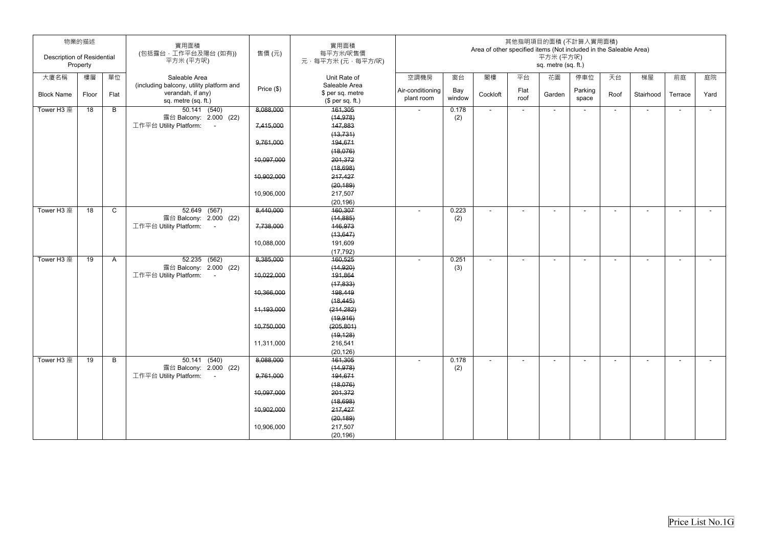| 物業的描述 Description of Residential Property | | | 實用面積 (包括露台，工作平台及陽台 (如有)) 平方米 (平方呎) | 售價 (元) | 實用面積 每平方米/呎售價 元，每平方米 (元，每平方/呎) | 其他指明項目的面積 (不計算入實用面積) Area of other specified items (Not included in the Saleable Area) 平方米 (平方呎) sq. metre (sq. ft.) | | | | | | | | | |
|---|---|---|---|---|---|---|---|---|---|---|---|---|---|---|---|
| 大廈名稱 Block Name | 樓層 Floor | 單位 Flat | Saleable Area (including balcony, utility platform and verandah, if any) sq. metre (sq. ft.) | Price ($) | Unit Rate of Saleable Area $ per sq. metre ($ per sq. ft.) | 空調機房 Air-conditioning plant room | 窗台 Bay window | 閣樓 Cockloft | 平台 Flat roof | 花園 Garden | 停車位 Parking space | 天台 Roof | 梯屋 Stairhood | 前庭 Terrace | 庭院 Yard |
| Tower H3 座 | 18 | B | 50.141 (540)<br>露台 Balcony: 2.000 (22)<br>工作平台 Utility Platform: - | ~~8,088,000~~<br>~~7,415,000~~<br>~~9,761,000~~<br>~~10,097,000~~<br>~~10,902,000~~<br>10,906,000 | ~~161,305 (14,978)~~<br>~~147,883 (13,731)~~<br>~~194,671 (18,076)~~<br>~~201,372 (18,698)~~<br>~~217,427 (20,189)~~<br>217,507 (20,196) | - | 0.178 (2) | - | - | - | - | - | - | - | - |
| Tower H3 座 | 18 | C | 52.649 (567)<br>露台 Balcony: 2.000 (22)<br>工作平台 Utility Platform: - | ~~8,440,000~~<br>~~7,738,000~~<br>10,088,000 | ~~160,307 (14,885)~~<br>~~146,973 (13,647)~~<br>191,609 (17,792) | - | 0.223 (2) | - | - | - | - | - | - | - | - |
| Tower H3 座 | 19 | A | 52.235 (562)<br>露台 Balcony: 2.000 (22)<br>工作平台 Utility Platform: - | ~~8,385,000~~<br>~~10,022,000~~<br>~~10,366,000~~<br>~~11,193,000~~<br>~~10,750,000~~<br>11,311,000 | ~~160,525 (14,920)~~<br>~~191,864 (17,833)~~<br>~~198,449 (18,445)~~<br>~~(214,282) (19,916)~~<br>~~(205,801) (19,128)~~<br>216,541 (20,126) | - | 0.251 (3) | - | - | - | - | - | - | - | - |
| Tower H3 座 | 19 | B | 50.141 (540)<br>露台 Balcony: 2.000 (22)<br>工作平台 Utility Platform: - | ~~8,088,000~~<br>~~9,761,000~~<br>~~10,097,000~~<br>~~10,902,000~~<br>10,906,000 | ~~161,305 (14,978)~~<br>~~194,671 (18,076)~~<br>~~201,372 (18,698)~~<br>~~217,427 (20,189)~~<br>217,507 (20,196) | - | 0.178 (2) | - | - | - | - | - | - | - | - |

Price List No.1G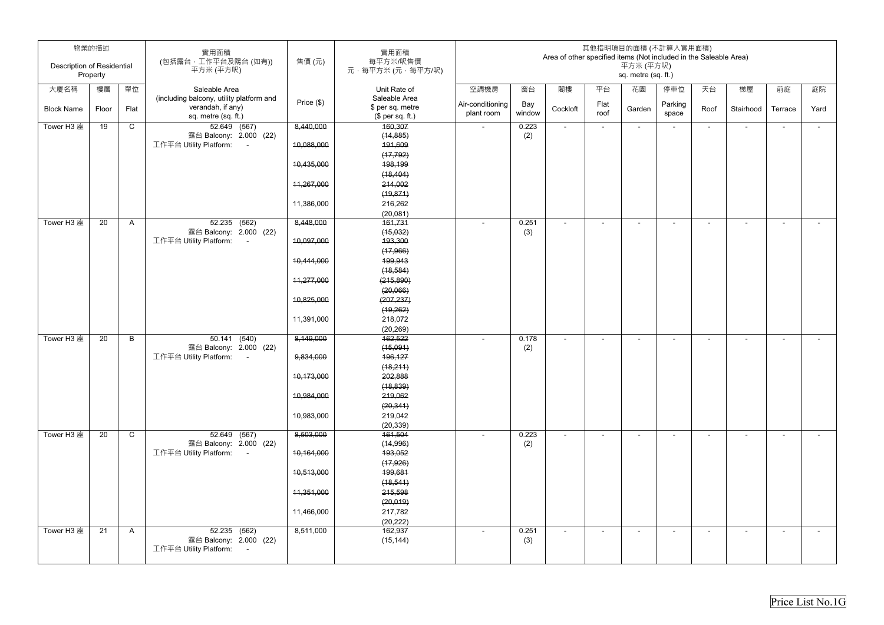| 物業的描述 Description of Residential Property | | | 實用面積 (包括露台，工作平台及陽台 (如有)) 平方米 (平方呎) | 售價 (元) | 實用面積 每平方米/呎售價 元，每平方米 (元，每平方/呎) | 其他指明項目的面積 (不計算入實用面積) Area of other specified items (Not included in the Saleable Area) 平方米 (平方呎) sq. metre (sq. ft.) | | | | | | | | | |
|---|---|---|---|---|---|---|---|---|---|---|---|---|---|---|---|
| 大廈名稱 Block Name | 樓層 Floor | 單位 Flat | Saleable Area (including balcony, utility platform and verandah, if any) sq. metre (sq. ft.) | Price ($) | Unit Rate of Saleable Area $ per sq. metre ($ per sq. ft.) | 空調機房 Air-conditioning plant room | 窗台 Bay window | 閣樓 Cockloft | 平台 Flat roof | 花園 Garden | 停車位 Parking space | 天台 Roof | 梯屋 Stairhood | 前庭 Terrace | 庭院 Yard |
| Tower H3 座 | 19 | C | 52.649 (567)<br>露台 Balcony: 2.000 (22)<br>工作平台 Utility Platform: - | ~~8,440,000~~<br>~~10,088,000~~<br>~~10,435,000~~<br>~~11,267,000~~<br>11,386,000 | ~~160,307~~<br>~~(14,885)~~<br>~~191,609~~<br>~~(17,792)~~<br>~~198,199~~<br>~~(18,404)~~<br>~~214,002~~<br>~~(19,871)~~<br>216,262<br>(20,081) | - | 0.223<br>(2) | - | - | - | - | - | - | - | - |
| Tower H3 座 | 20 | A | 52.235 (562)<br>露台 Balcony: 2.000 (22)<br>工作平台 Utility Platform: - | ~~8,448,000~~<br>~~10,097,000~~<br>~~10,444,000~~<br>~~11,277,000~~<br>~~10,825,000~~<br>11,391,000 | ~~161,731~~<br>~~(15,032)~~<br>~~193,300~~<br>~~(17,966)~~<br>~~199,943~~<br>~~(18,584)~~<br>~~(215,890)~~<br>~~(20,066)~~<br>~~(207,237)~~<br>~~(19,262)~~<br>218,072<br>(20,269) | - | 0.251<br>(3) | - | - | - | - | - | - | - | - |
| Tower H3 座 | 20 | B | 50.141 (540)<br>露台 Balcony: 2.000 (22)<br>工作平台 Utility Platform: - | ~~8,149,000~~<br>~~9,834,000~~<br>~~10,173,000~~<br>~~10,984,000~~<br>10,983,000 | ~~162,522~~<br>~~(15,091)~~<br>~~196,127~~<br>~~(18,211)~~<br>~~202,888~~<br>~~(18,839)~~<br>~~219,062~~<br>~~(20,341)~~<br>219,042<br>(20,339) | - | 0.178<br>(2) | - | - | - | - | - | - | - | - |
| Tower H3 座 | 20 | C | 52.649 (567)<br>露台 Balcony: 2.000 (22)<br>工作平台 Utility Platform: - | ~~8,503,000~~<br>~~10,164,000~~<br>~~10,513,000~~<br>~~11,351,000~~<br>11,466,000 | ~~161,504~~<br>~~(14,996)~~<br>~~193,052~~<br>~~(17,926)~~<br>~~199,681~~<br>~~(18,541)~~<br>~~215,598~~<br>~~(20,019)~~<br>217,782<br>(20,222) | - | 0.223<br>(2) | - | - | - | - | - | - | - | - |
| Tower H3 座 | 21 | A | 52.235 (562)<br>露台 Balcony: 2.000 (22)<br>工作平台 Utility Platform: - | 8,511,000 | 162,937<br>(15,144) | - | 0.251<br>(3) | - | - | - | - | - | - | - | - |

Price List No.1G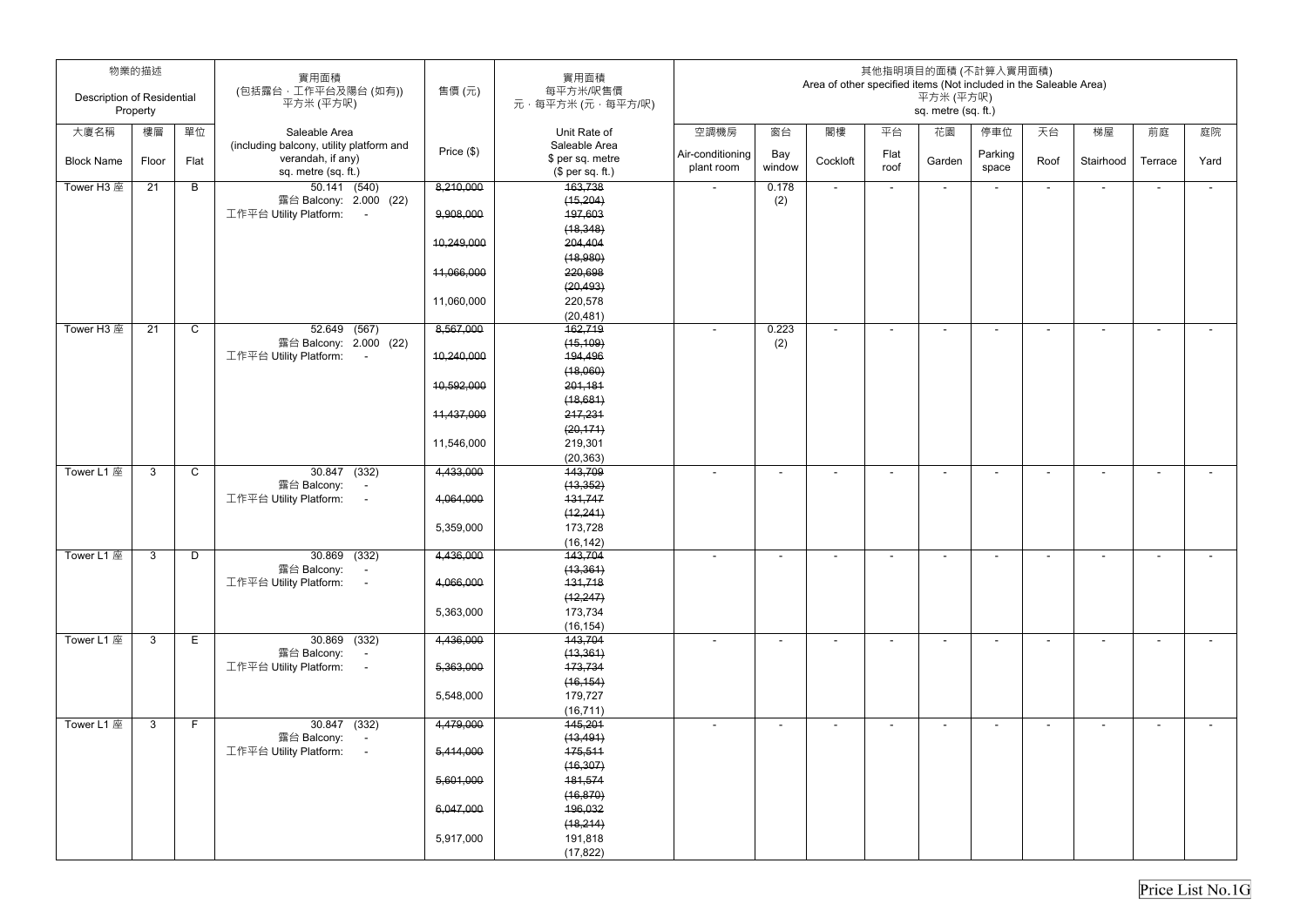| 物業的描述 Description of Residential Property | | | 實用面積 (包括露台，工作平台及陽台 (如有)) 平方米 (平方呎) | 售價 (元) | 實用面積 每平方米/呎售價 元，每平方米 (元，每平方呎) | 其他指明項目的面積 (不計算入實用面積) Area of other specified items (Not included in the Saleable Area) 平方米 (平方呎) sq. metre (sq. ft.) | | | | | | | | | |
|---|---|---|---|---|---|---|---|---|---|---|---|---|---|---|---|
| 大廈名稱 Block Name | 樓層 Floor | 單位 Flat | Saleable Area (including balcony, utility platform and verandah, if any) sq. metre (sq. ft.) | Price ($) | Unit Rate of Saleable Area $ per sq. metre ($ per sq. ft.) | 空調機房 Air-conditioning plant room | 窗台 Bay window | 閣樓 Cockloft | 平台 Flat roof | 花園 Garden | 停車位 Parking space | 天台 Roof | 梯屋 Stairhood | 前庭 Terrace | 庭院 Yard |
| Tower H3 座 | 21 | B | 50.141 (540) 露台 Balcony: 2.000 (22) 工作平台 Utility Platform: - | ~~8,210,000~~ ~~9,908,000~~ ~~10,249,000~~ ~~11,066,000~~ 11,060,000 | ~~163,738 (15,204)~~ ~~197,603 (18,348)~~ ~~204,404 (18,980)~~ ~~220,698 (20,493)~~ 220,578 (20,481) | - | 0.178 (2) | - | - | - | - | - | - | - | - |
| Tower H3 座 | 21 | C | 52.649 (567) 露台 Balcony: 2.000 (22) 工作平台 Utility Platform: - | ~~8,567,000~~ ~~10,240,000~~ ~~10,592,000~~ ~~11,437,000~~ 11,546,000 | ~~162,719 (15,109)~~ ~~194,496 (18,060)~~ ~~201,181 (18,681)~~ ~~217,231 (20,171)~~ 219,301 (20,363) | - | 0.223 (2) | - | - | - | - | - | - | - | - |
| Tower L1 座 | 3 | C | 30.847 (332) 露台 Balcony: - 工作平台 Utility Platform: - | ~~4,433,000~~ ~~4,064,000~~ 5,359,000 | ~~143,709 (13,352)~~ ~~131,747 (12,241)~~ 173,728 (16,142) | - | - | - | - | - | - | - | - | - | - |
| Tower L1 座 | 3 | D | 30.869 (332) 露台 Balcony: - 工作平台 Utility Platform: - | ~~4,436,000~~ ~~4,066,000~~ 5,363,000 | ~~143,704 (13,361)~~ ~~131,718 (12,247)~~ 173,734 (16,154) | - | - | - | - | - | - | - | - | - | - |
| Tower L1 座 | 3 | E | 30.869 (332) 露台 Balcony: - 工作平台 Utility Platform: - | ~~4,436,000~~ ~~5,363,000~~ 5,548,000 | ~~143,704 (13,361)~~ ~~173,734 (16,154)~~ 179,727 (16,711) | - | - | - | - | - | - | - | - | - | - |
| Tower L1 座 | 3 | F | 30.847 (332) 露台 Balcony: - 工作平台 Utility Platform: - | ~~4,479,000~~ ~~5,414,000~~ ~~5,601,000~~ ~~6,047,000~~ 5,917,000 | ~~145,201 (13,491)~~ ~~175,511 (16,307)~~ ~~181,574 (16,870)~~ ~~196,032 (18,214)~~ 191,818 (17,822) | - | - | - | - | - | - | - | - | - | - |

Price List No.1G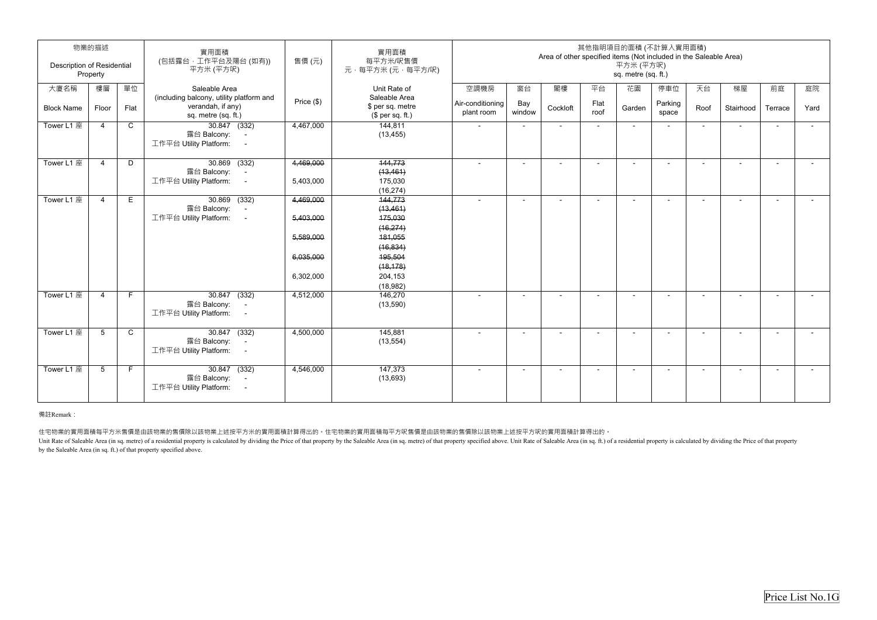| 物業的描述 Description of Residential Property | | | 實用面積 (包括露台，工作平台及陽台 (如有)) 平方米 (平方呎) | 售價 (元) | 實用面積 每平方米/呎售價 元，每平方米 (元，每平方/呎) | 其他指明項目的面積 (不計算入實用面積) Area of other specified items (Not included in the Saleable Area) 平方米 (平方呎) sq. metre (sq. ft.) | | | | | | | | | |
|---|---|---|---|---|---|---|---|---|---|---|---|---|---|---|---|
| 大廈名稱 Block Name | 樓層 Floor | 單位 Flat | Saleable Area (including balcony, utility platform and verandah, if any) sq. metre (sq. ft.) | Price ($) | Unit Rate of Saleable Area $ per sq. metre ($ per sq. ft.) | 空調機房 Air-conditioning plant room | 窗台 Bay window | 閣樓 Cockloft | 平台 Flat roof | 花園 Garden | 停車位 Parking space | 天台 Roof | 梯屋 Stairhood | 前庭 Terrace | 庭院 Yard |
| Tower L1 座 | 4 | C | 30.847 (332) 露台 Balcony: - 工作平台 Utility Platform: - | 4,467,000 | 144,811 (13,455) | - | - | - | - | - | - | - | - | - | - |
| Tower L1 座 | 4 | D | 30.869 (332) 露台 Balcony: - 工作平台 Utility Platform: - | ~~4,469,000~~ 5,403,000 | ~~144,773 (13,461)~~ 175,030 (16,274) | - | - | - | - | - | - | - | - | - | - |
| Tower L1 座 | 4 | E | 30.869 (332) 露台 Balcony: - 工作平台 Utility Platform: - | ~~4,469,000~~ ~~5,403,000~~ ~~5,589,000~~ ~~6,035,000~~ 6,302,000 | ~~144,773 (13,461)~~ ~~175,030 (16,274)~~ ~~181,055 (16,834)~~ ~~195,504 (18,178)~~ 204,153 (18,982) | - | - | - | - | - | - | - | - | - | - |
| Tower L1 座 | 4 | F | 30.847 (332) 露台 Balcony: - 工作平台 Utility Platform: - | 4,512,000 | 146,270 (13,590) | - | - | - | - | - | - | - | - | - | - |
| Tower L1 座 | 5 | C | 30.847 (332) 露台 Balcony: - 工作平台 Utility Platform: - | 4,500,000 | 145,881 (13,554) | - | - | - | - | - | - | - | - | - | - |
| Tower L1 座 | 5 | F | 30.847 (332) 露台 Balcony: - 工作平台 Utility Platform: - | 4,546,000 | 147,373 (13,693) | - | - | - | - | - | - | - | - | - | - |

備註Remark：

住宅物業的實用面積每平方米售價是由該物業的售價除以該物業上述按平方米的實用面積計算得出的。住宅物業的實用面積每平方呎售價是由該物業的售價除以該物業上述按平方呎的實用面積計算得出的。

Unit Rate of Saleable Area (in sq. metre) of a residential property is calculated by dividing the Price of that property by the Saleable Area (in sq. metre) of that property specified above. Unit Rate of Saleable Area (in sq. ft.) of a residential property is calculated by dividing the Price of that property by the Saleable Area (in sq. ft.) of that property specified above.

Price List No.1G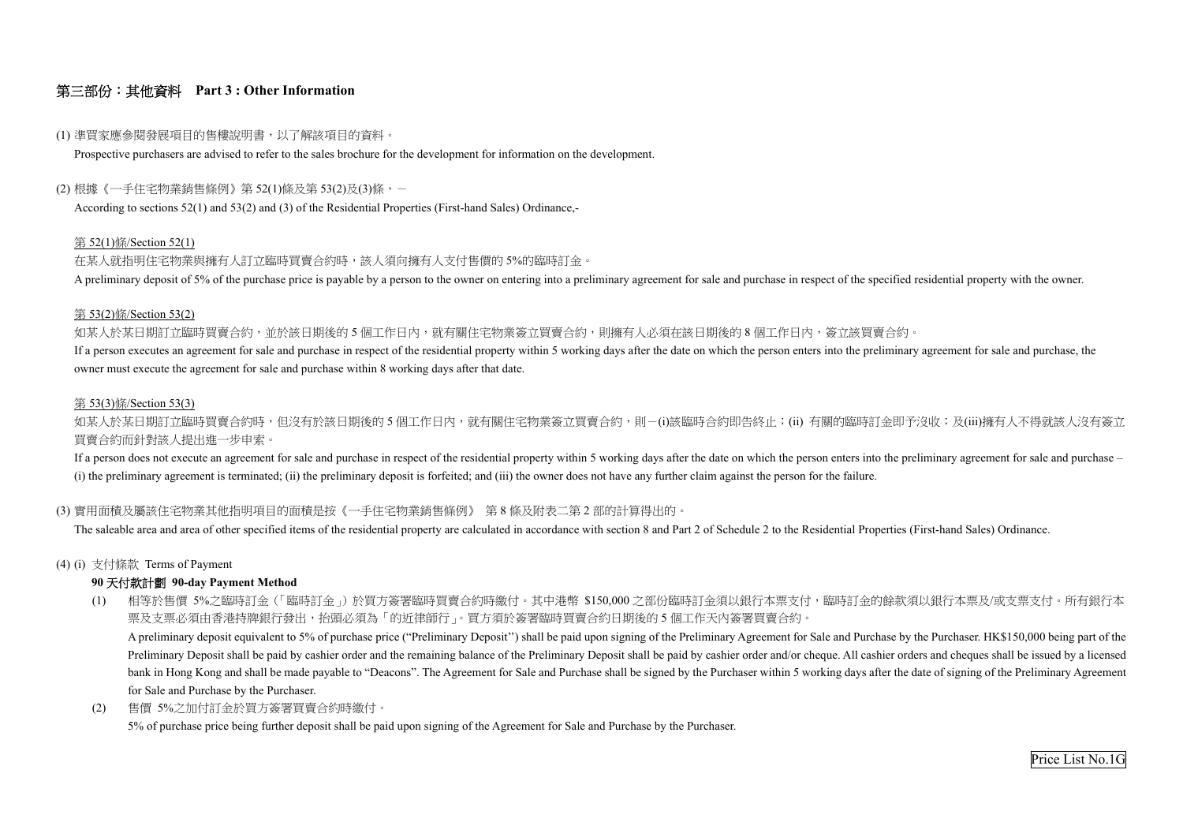## 第三部份：其他資料　Part 3 : Other Information

(1) 準買家應參閱發展項目的售樓說明書，以了解該項目的資料。

Prospective purchasers are advised to refer to the sales brochure for the development for information on the development.

(2) 根據《一手住宅物業銷售條例》第 52(1)條及第 53(2)及(3)條，－

According to sections 52(1) and 53(2) and (3) of the Residential Properties (First-hand Sales) Ordinance,-

第 52(1)條/Section 52(1)

在某人就指明住宅物業與擁有人訂立臨時買賣合約時，該人須向擁有人支付售價的 5%的臨時訂金。

A preliminary deposit of 5% of the purchase price is payable by a person to the owner on entering into a preliminary agreement for sale and purchase in respect of the specified residential property with the owner.

第 53(2)條/Section 53(2)

如某人於某日期訂立臨時買賣合約，並於該日期後的 5 個工作日內，就有關住宅物業簽立買賣合約，則擁有人必須在該日期後的 8 個工作日內，簽立該買賣合約。

If a person executes an agreement for sale and purchase in respect of the residential property within 5 working days after the date on which the person enters into the preliminary agreement for sale and purchase, the owner must execute the agreement for sale and purchase within 8 working days after that date.

第 53(3)條/Section 53(3)

如某人於某日期訂立臨時買賣合約時，但沒有於該日期後的 5 個工作日內，就有關住宅物業簽立買賣合約，則－(i)該臨時合約即告終止；(ii) 有關的臨時訂金即予沒收；及(iii)擁有人不得就該人沒有簽立買賣合約而針對該人提出進一步申索。

If a person does not execute an agreement for sale and purchase in respect of the residential property within 5 working days after the date on which the person enters into the preliminary agreement for sale and purchase – (i) the preliminary agreement is terminated; (ii) the preliminary deposit is forfeited; and (iii) the owner does not have any further claim against the person for the failure.

(3) 實用面積及屬該住宅物業其他指明項目的面積是按《一手住宅物業銷售條例》 第 8 條及附表二第 2 部的計算得出的。

The saleable area and area of other specified items of the residential property are calculated in accordance with section 8 and Part 2 of Schedule 2 to the Residential Properties (First-hand Sales) Ordinance.

(4) (i) 支付條款 Terms of Payment

**90 天付款計劃 90-day Payment Method**

(1) 相等於售價 5%之臨時訂金（「臨時訂金」）於買方簽署臨時買賣合約時繳付。其中港幣 $150,000 之部份臨時訂金須以銀行本票支付，臨時訂金的餘款須以銀行本票及/或支票支付。所有銀行本票及支票必須由香港持牌銀行發出，抬頭必須為「的近律師行」。買方須於簽署臨時買賣合約日期後的 5 個工作天內簽署買賣合約。

A preliminary deposit equivalent to 5% of purchase price ("Preliminary Deposit'') shall be paid upon signing of the Preliminary Agreement for Sale and Purchase by the Purchaser. HK$150,000 being part of the Preliminary Deposit shall be paid by cashier order and the remaining balance of the Preliminary Deposit shall be paid by cashier order and/or cheque. All cashier orders and cheques shall be issued by a licensed bank in Hong Kong and shall be made payable to "Deacons". The Agreement for Sale and Purchase shall be signed by the Purchaser within 5 working days after the date of signing of the Preliminary Agreement for Sale and Purchase by the Purchaser.

(2) 售價 5%之加付訂金於買方簽署買賣合約時繳付。

5% of purchase price being further deposit shall be paid upon signing of the Agreement for Sale and Purchase by the Purchaser.

Price List No.1G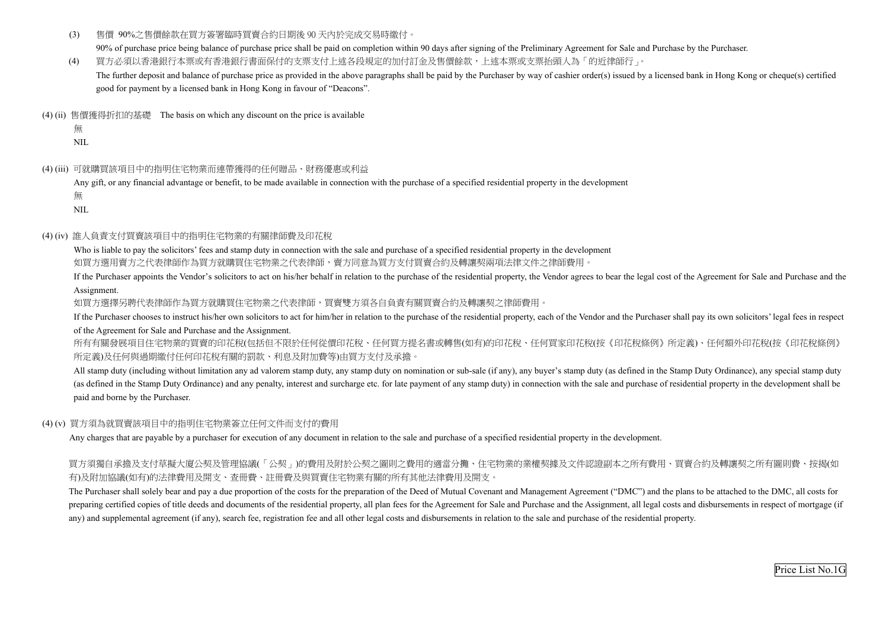(3) 售價 90%之售價餘款在買方簽署臨時買賣合約日期後 90 天內於完成交易時繳付。

90% of purchase price being balance of purchase price shall be paid on completion within 90 days after signing of the Preliminary Agreement for Sale and Purchase by the Purchaser.

(4) 買方必須以香港銀行本票或有香港銀行書面保付的支票支付上述各段規定的加付訂金及售價餘款，上述本票或支票抬頭人為「的近律師行」。

The further deposit and balance of purchase price as provided in the above paragraphs shall be paid by the Purchaser by way of cashier order(s) issued by a licensed bank in Hong Kong or cheque(s) certified good for payment by a licensed bank in Hong Kong in favour of "Deacons".

(4) (ii) 售價獲得折扣的基礎 The basis on which any discount on the price is available

無

NIL

(4) (iii) 可就購買該項目中的指明住宅物業而連帶獲得的任何贈品、財務優惠或利益

Any gift, or any financial advantage or benefit, to be made available in connection with the purchase of a specified residential property in the development

無

NIL

(4) (iv) 誰人負責支付買賣該項目中的指明住宅物業的有關律師費及印花稅

Who is liable to pay the solicitors' fees and stamp duty in connection with the sale and purchase of a specified residential property in the development

如買方選用賣方之代表律師作為買方就購買住宅物業之代表律師，賣方同意為買方支付買賣合約及轉讓契兩項法律文件之律師費用。

If the Purchaser appoints the Vendor's solicitors to act on his/her behalf in relation to the purchase of the residential property, the Vendor agrees to bear the legal cost of the Agreement for Sale and Purchase and the Assignment.

如買方選擇另聘代表律師作為買方就購買住宅物業之代表律師，買賣雙方須各自負責有關買賣合約及轉讓契之律師費用。

If the Purchaser chooses to instruct his/her own solicitors to act for him/her in relation to the purchase of the residential property, each of the Vendor and the Purchaser shall pay its own solicitors' legal fees in respect of the Agreement for Sale and Purchase and the Assignment.

所有有關發展項目住宅物業的買賣的印花稅(包括但不限於任何從價印花稅、任何買方提名書或轉售(如有)的印花稅、任何買家印花稅(按《印花稅條例》所定義)、任何額外印花稅(按《印花稅條例》所定義)及任何與過期繳付任何印花稅有關的罰款、利息及附加費等)由買方支付及承擔。

All stamp duty (including without limitation any ad valorem stamp duty, any stamp duty on nomination or sub-sale (if any), any buyer's stamp duty (as defined in the Stamp Duty Ordinance), any special stamp duty (as defined in the Stamp Duty Ordinance) and any penalty, interest and surcharge etc. for late payment of any stamp duty) in connection with the sale and purchase of residential property in the development shall be paid and borne by the Purchaser.

(4) (v) 買方須為就買賣該項目中的指明住宅物業簽立任何文件而支付的費用

Any charges that are payable by a purchaser for execution of any document in relation to the sale and purchase of a specified residential property in the development.

買方須獨自承擔及支付草擬大廈公契及管理協議(「公契」)的費用及附於公契之圖則之費用的適當分攤、住宅物業的業權契據及文件認證副本之所有費用、買賣合約及轉讓契之所有圖則費、按揭(如有)及附加協議(如有)的法律費用及開支、查冊費、註冊費及與買賣住宅物業有關的所有其他法律費用及開支。

The Purchaser shall solely bear and pay a due proportion of the costs for the preparation of the Deed of Mutual Covenant and Management Agreement ("DMC") and the plans to be attached to the DMC, all costs for preparing certified copies of title deeds and documents of the residential property, all plan fees for the Agreement for Sale and Purchase and the Assignment, all legal costs and disbursements in respect of mortgage (if any) and supplemental agreement (if any), search fee, registration fee and all other legal costs and disbursements in relation to the sale and purchase of the residential property.

Price List No.1G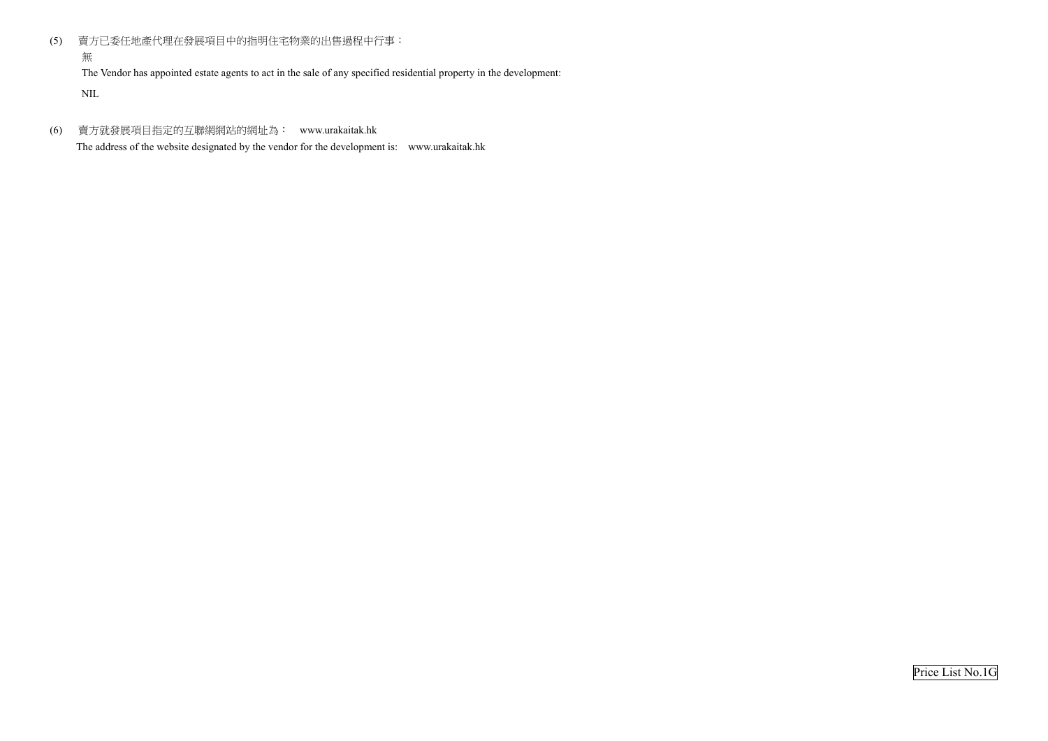(5) 賣方已委任地產代理在發展項目中的指明住宅物業的出售過程中行事：

無

The Vendor has appointed estate agents to act in the sale of any specified residential property in the development:

NIL

(6) 賣方就發展項目指定的互聯網網站的網址為： www.urakaitak.hk

The address of the website designated by the vendor for the development is: www.urakaitak.hk

Price List No.1G